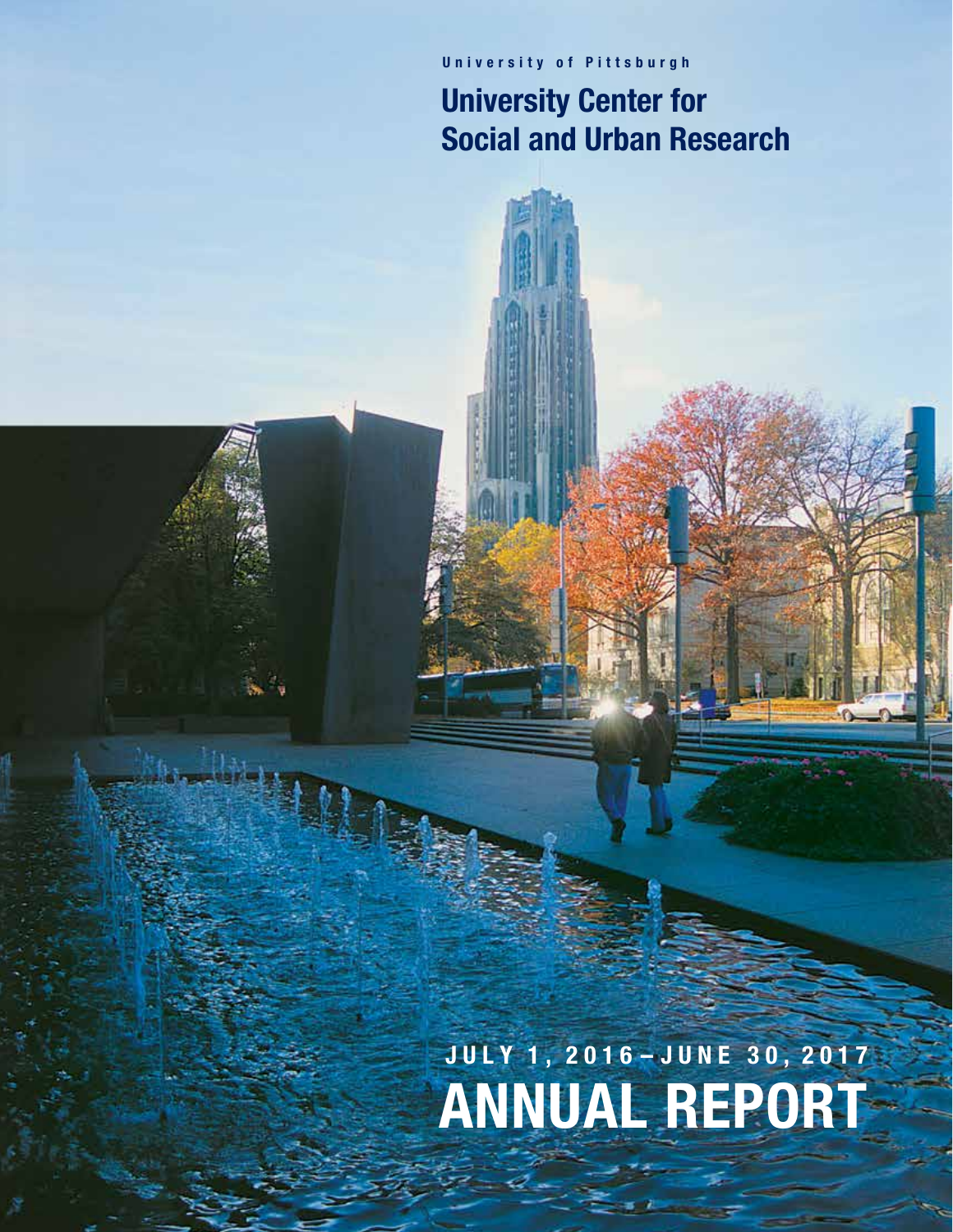University of Pittsburgh

# University Center for Social and Urban Research

## JULY 1, 2016 – JUNE 30, 2017

# ANNUAL REPORT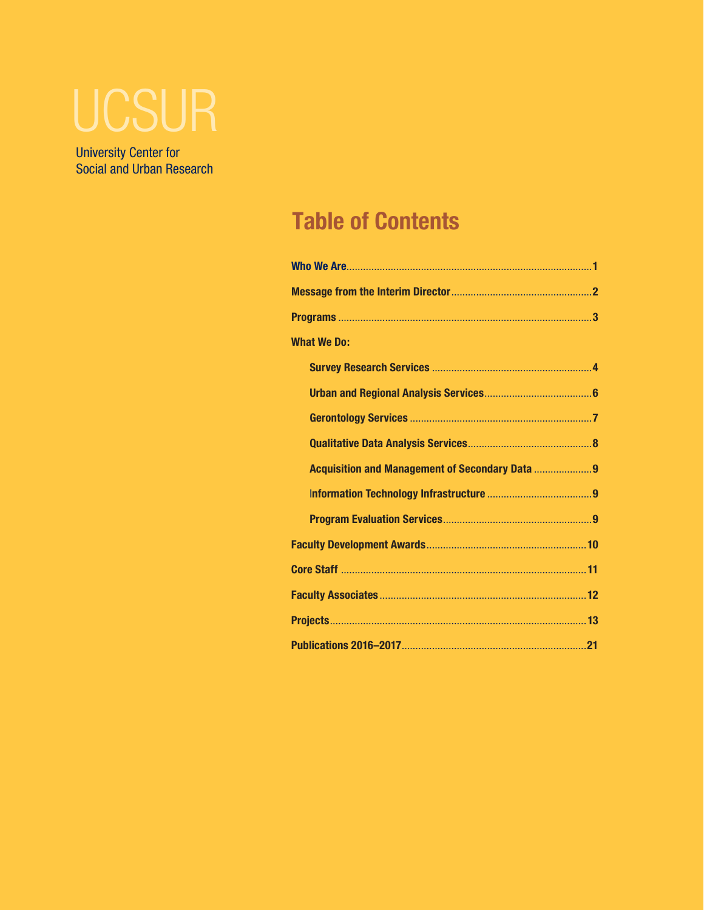# UCSUR

University Center for
Social and Urban Research

## Table of Contents

- Who We Are ........ 1
- Message from the Interim Director ........ 2
- Programs ........ 3
- What We Do:
  - Survey Research Services ........ 4
  - Urban and Regional Analysis Services ........ 6
  - Gerontology Services ........ 7
  - Qualitative Data Analysis Services ........ 8
  - Acquisition and Management of Secondary Data ........ 9
  - Information Technology Infrastructure ........ 9
  - Program Evaluation Services ........ 9
- Faculty Development Awards ........ 10
- Core Staff ........ 11
- Faculty Associates ........ 12
- Projects ........ 13
- Publications 2016–2017 ........ 21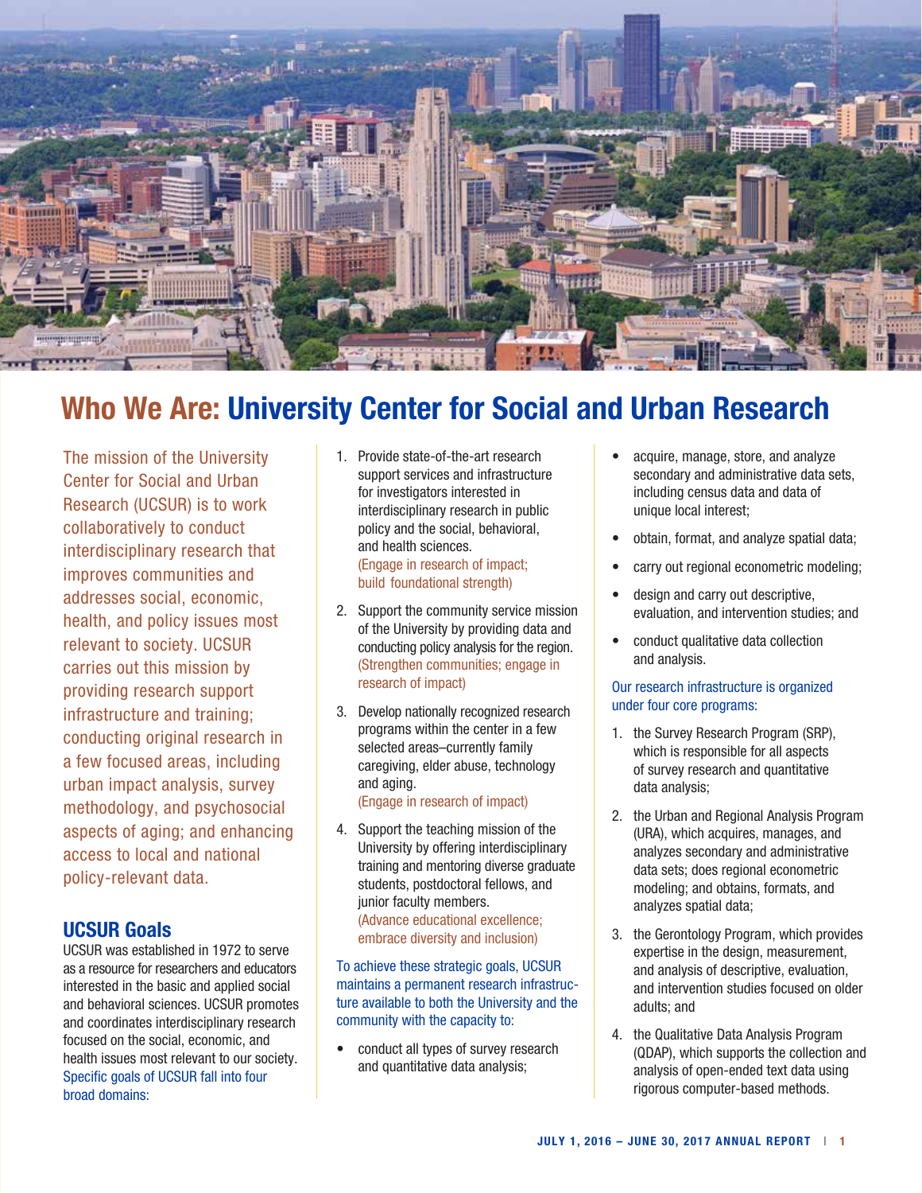# Who We Are: University Center for Social and Urban Research

The mission of the University Center for Social and Urban Research (UCSUR) is to work collaboratively to conduct interdisciplinary research that improves communities and addresses social, economic, health, and policy issues most relevant to society. UCSUR carries out this mission by providing research support infrastructure and training; conducting original research in a few focused areas, including urban impact analysis, survey methodology, and psychosocial aspects of aging; and enhancing access to local and national policy-relevant data.

## UCSUR Goals

UCSUR was established in 1972 to serve as a resource for researchers and educators interested in the basic and applied social and behavioral sciences. UCSUR promotes and coordinates interdisciplinary research focused on the social, economic, and health issues most relevant to our society. Specific goals of UCSUR fall into four broad domains:

1. Provide state-of-the-art research support services and infrastructure for investigators interested in interdisciplinary research in public policy and the social, behavioral, and health sciences.
   (Engage in research of impact; build foundational strength)
2. Support the community service mission of the University by providing data and conducting policy analysis for the region.
   (Strengthen communities; engage in research of impact)
3. Develop nationally recognized research programs within the center in a few selected areas–currently family caregiving, elder abuse, technology and aging.
   (Engage in research of impact)
4. Support the teaching mission of the University by offering interdisciplinary training and mentoring diverse graduate students, postdoctoral fellows, and junior faculty members.
   (Advance educational excellence; embrace diversity and inclusion)

To achieve these strategic goals, UCSUR maintains a permanent research infrastructure available to both the University and the community with the capacity to:

- conduct all types of survey research and quantitative data analysis;
- acquire, manage, store, and analyze secondary and administrative data sets, including census data and data of unique local interest;
- obtain, format, and analyze spatial data;
- carry out regional econometric modeling;
- design and carry out descriptive, evaluation, and intervention studies; and
- conduct qualitative data collection and analysis.

Our research infrastructure is organized under four core programs:

1. the Survey Research Program (SRP), which is responsible for all aspects of survey research and quantitative data analysis;
2. the Urban and Regional Analysis Program (URA), which acquires, manages, and analyzes secondary and administrative data sets; does regional econometric modeling; and obtains, formats, and analyzes spatial data;
3. the Gerontology Program, which provides expertise in the design, measurement, and analysis of descriptive, evaluation, and intervention studies focused on older adults; and
4. the Qualitative Data Analysis Program (QDAP), which supports the collection and analysis of open-ended text data using rigorous computer-based methods.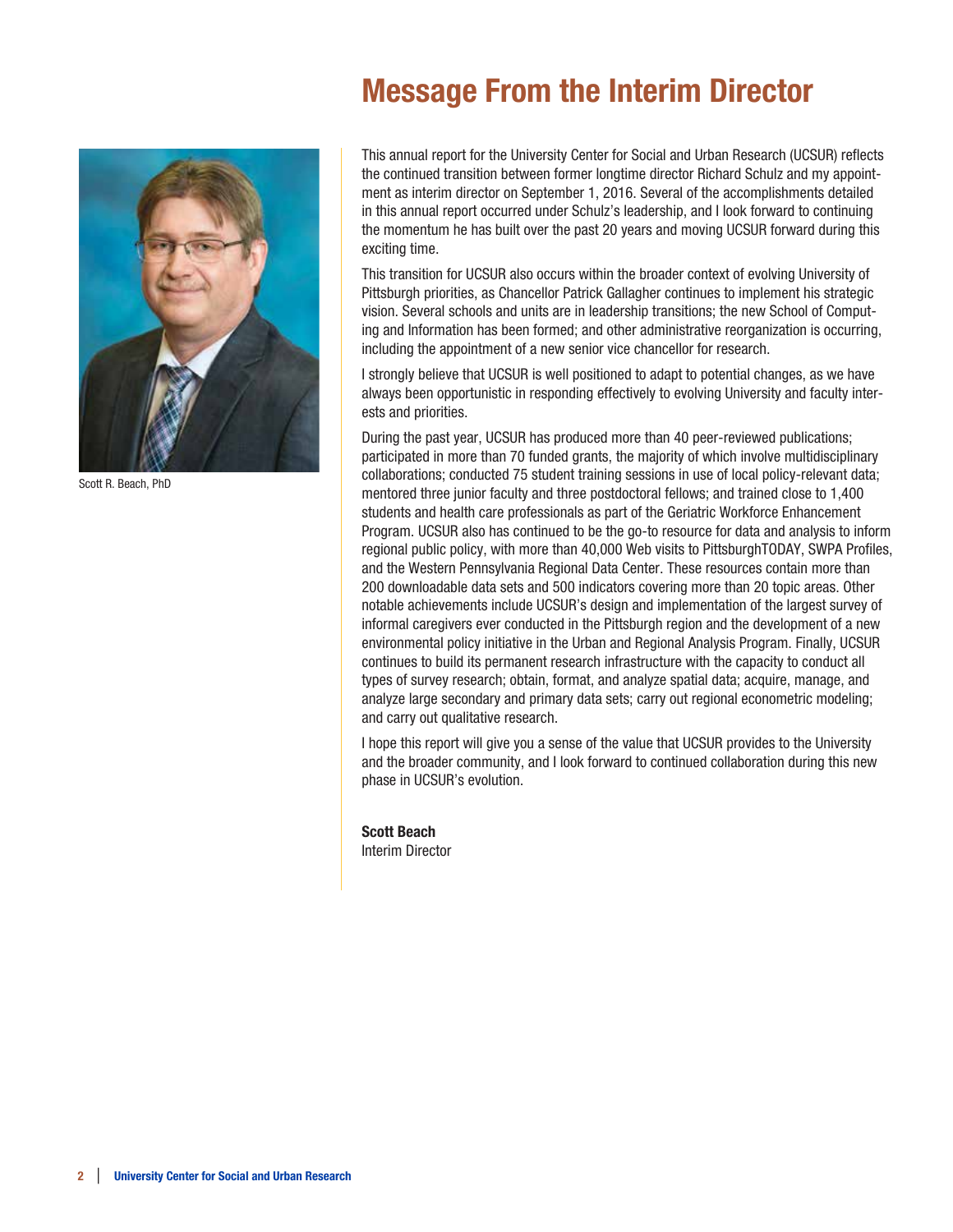# Message From the Interim Director

Scott R. Beach, PhD

This annual report for the University Center for Social and Urban Research (UCSUR) reflects the continued transition between former longtime director Richard Schulz and my appointment as interim director on September 1, 2016. Several of the accomplishments detailed in this annual report occurred under Schulz's leadership, and I look forward to continuing the momentum he has built over the past 20 years and moving UCSUR forward during this exciting time.

This transition for UCSUR also occurs within the broader context of evolving University of Pittsburgh priorities, as Chancellor Patrick Gallagher continues to implement his strategic vision. Several schools and units are in leadership transitions; the new School of Computing and Information has been formed; and other administrative reorganization is occurring, including the appointment of a new senior vice chancellor for research.

I strongly believe that UCSUR is well positioned to adapt to potential changes, as we have always been opportunistic in responding effectively to evolving University and faculty interests and priorities.

During the past year, UCSUR has produced more than 40 peer-reviewed publications; participated in more than 70 funded grants, the majority of which involve multidisciplinary collaborations; conducted 75 student training sessions in use of local policy-relevant data; mentored three junior faculty and three postdoctoral fellows; and trained close to 1,400 students and health care professionals as part of the Geriatric Workforce Enhancement Program. UCSUR also has continued to be the go-to resource for data and analysis to inform regional public policy, with more than 40,000 Web visits to PittsburghTODAY, SWPA Profiles, and the Western Pennsylvania Regional Data Center. These resources contain more than 200 downloadable data sets and 500 indicators covering more than 20 topic areas. Other notable achievements include UCSUR's design and implementation of the largest survey of informal caregivers ever conducted in the Pittsburgh region and the development of a new environmental policy initiative in the Urban and Regional Analysis Program. Finally, UCSUR continues to build its permanent research infrastructure with the capacity to conduct all types of survey research; obtain, format, and analyze spatial data; acquire, manage, and analyze large secondary and primary data sets; carry out regional econometric modeling; and carry out qualitative research.

I hope this report will give you a sense of the value that UCSUR provides to the University and the broader community, and I look forward to continued collaboration during this new phase in UCSUR's evolution.

**Scott Beach**
Interim Director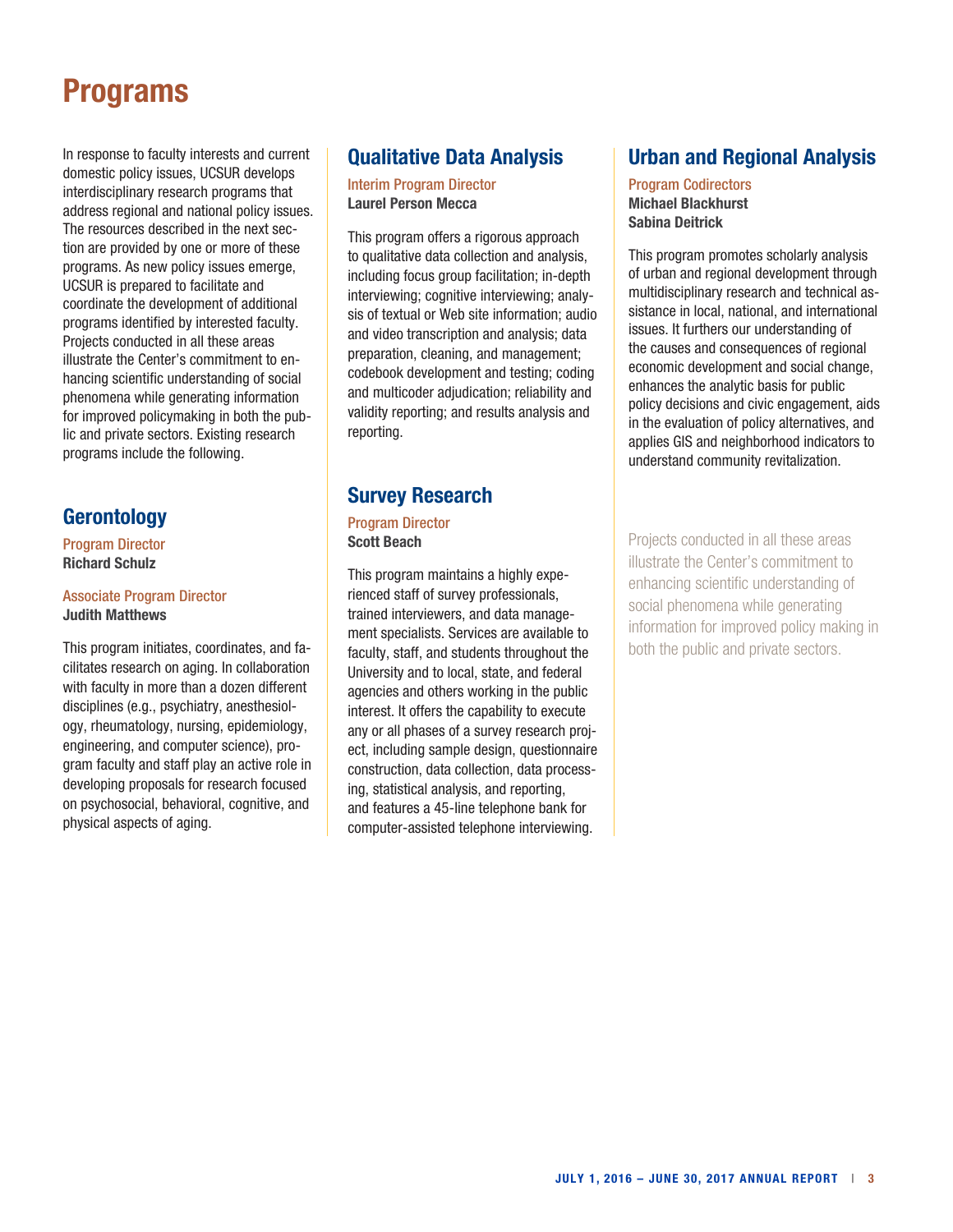# Programs

In response to faculty interests and current domestic policy issues, UCSUR develops interdisciplinary research programs that address regional and national policy issues. The resources described in the next section are provided by one or more of these programs. As new policy issues emerge, UCSUR is prepared to facilitate and coordinate the development of additional programs identified by interested faculty. Projects conducted in all these areas illustrate the Center's commitment to enhancing scientific understanding of social phenomena while generating information for improved policymaking in both the public and private sectors. Existing research programs include the following.

## Gerontology

Program Director
**Richard Schulz**

Associate Program Director
**Judith Matthews**

This program initiates, coordinates, and facilitates research on aging. In collaboration with faculty in more than a dozen different disciplines (e.g., psychiatry, anesthesiology, rheumatology, nursing, epidemiology, engineering, and computer science), program faculty and staff play an active role in developing proposals for research focused on psychosocial, behavioral, cognitive, and physical aspects of aging.

## Qualitative Data Analysis

Interim Program Director
**Laurel Person Mecca**

This program offers a rigorous approach to qualitative data collection and analysis, including focus group facilitation; in-depth interviewing; cognitive interviewing; analysis of textual or Web site information; audio and video transcription and analysis; data preparation, cleaning, and management; codebook development and testing; coding and multicoder adjudication; reliability and validity reporting; and results analysis and reporting.

## Survey Research

Program Director
**Scott Beach**

This program maintains a highly experienced staff of survey professionals, trained interviewers, and data management specialists. Services are available to faculty, staff, and students throughout the University and to local, state, and federal agencies and others working in the public interest. It offers the capability to execute any or all phases of a survey research project, including sample design, questionnaire construction, data collection, data processing, statistical analysis, and reporting, and features a 45-line telephone bank for computer-assisted telephone interviewing.

## Urban and Regional Analysis

Program Codirectors
**Michael Blackhurst**
**Sabina Deitrick**

This program promotes scholarly analysis of urban and regional development through multidisciplinary research and technical assistance in local, national, and international issues. It furthers our understanding of the causes and consequences of regional economic development and social change, enhances the analytic basis for public policy decisions and civic engagement, aids in the evaluation of policy alternatives, and applies GIS and neighborhood indicators to understand community revitalization.

Projects conducted in all these areas illustrate the Center's commitment to enhancing scientific understanding of social phenomena while generating information for improved policy making in both the public and private sectors.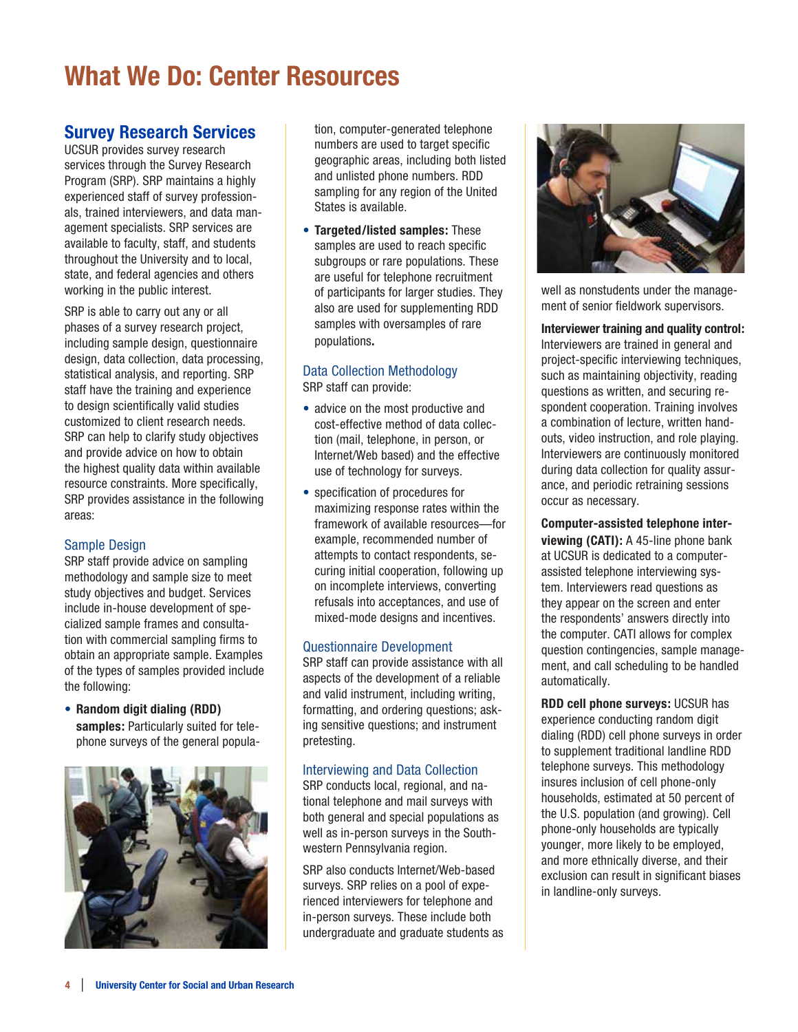# What We Do: Center Resources

## Survey Research Services

UCSUR provides survey research services through the Survey Research Program (SRP). SRP maintains a highly experienced staff of survey professionals, trained interviewers, and data management specialists. SRP services are available to faculty, staff, and students throughout the University and to local, state, and federal agencies and others working in the public interest.

SRP is able to carry out any or all phases of a survey research project, including sample design, questionnaire design, data collection, data processing, statistical analysis, and reporting. SRP staff have the training and experience to design scientifically valid studies customized to client research needs. SRP can help to clarify study objectives and provide advice on how to obtain the highest quality data within available resource constraints. More specifically, SRP provides assistance in the following areas:

### Sample Design

SRP staff provide advice on sampling methodology and sample size to meet study objectives and budget. Services include in-house development of specialized sample frames and consultation with commercial sampling firms to obtain an appropriate sample. Examples of the types of samples provided include the following:

- **Random digit dialing (RDD) samples:** Particularly suited for telephone surveys of the general population, computer-generated telephone numbers are used to target specific geographic areas, including both listed and unlisted phone numbers. RDD sampling for any region of the United States is available.
- **Targeted/listed samples:** These samples are used to reach specific subgroups or rare populations. These are useful for telephone recruitment of participants for larger studies. They also are used for supplementing RDD samples with oversamples of rare populations**.**

### Data Collection Methodology

SRP staff can provide:

- advice on the most productive and cost-effective method of data collection (mail, telephone, in person, or Internet/Web based) and the effective use of technology for surveys.
- specification of procedures for maximizing response rates within the framework of available resources—for example, recommended number of attempts to contact respondents, securing initial cooperation, following up on incomplete interviews, converting refusals into acceptances, and use of mixed-mode designs and incentives.

### Questionnaire Development

SRP staff can provide assistance with all aspects of the development of a reliable and valid instrument, including writing, formatting, and ordering questions; asking sensitive questions; and instrument pretesting.

### Interviewing and Data Collection

SRP conducts local, regional, and national telephone and mail surveys with both general and special populations as well as in-person surveys in the Southwestern Pennsylvania region.

SRP also conducts Internet/Web-based surveys. SRP relies on a pool of experienced interviewers for telephone and in-person surveys. These include both undergraduate and graduate students as well as nonstudents under the management of senior fieldwork supervisors.

**Interviewer training and quality control:** Interviewers are trained in general and project-specific interviewing techniques, such as maintaining objectivity, reading questions as written, and securing respondent cooperation. Training involves a combination of lecture, written handouts, video instruction, and role playing. Interviewers are continuously monitored during data collection for quality assurance, and periodic retraining sessions occur as necessary.

**Computer-assisted telephone interviewing (CATI):** A 45-line phone bank at UCSUR is dedicated to a computer-assisted telephone interviewing system. Interviewers read questions as they appear on the screen and enter the respondents' answers directly into the computer. CATI allows for complex question contingencies, sample management, and call scheduling to be handled automatically.

**RDD cell phone surveys:** UCSUR has experience conducting random digit dialing (RDD) cell phone surveys in order to supplement traditional landline RDD telephone surveys. This methodology insures inclusion of cell phone-only households, estimated at 50 percent of the U.S. population (and growing). Cell phone-only households are typically younger, more likely to be employed, and more ethnically diverse, and their exclusion can result in significant biases in landline-only surveys.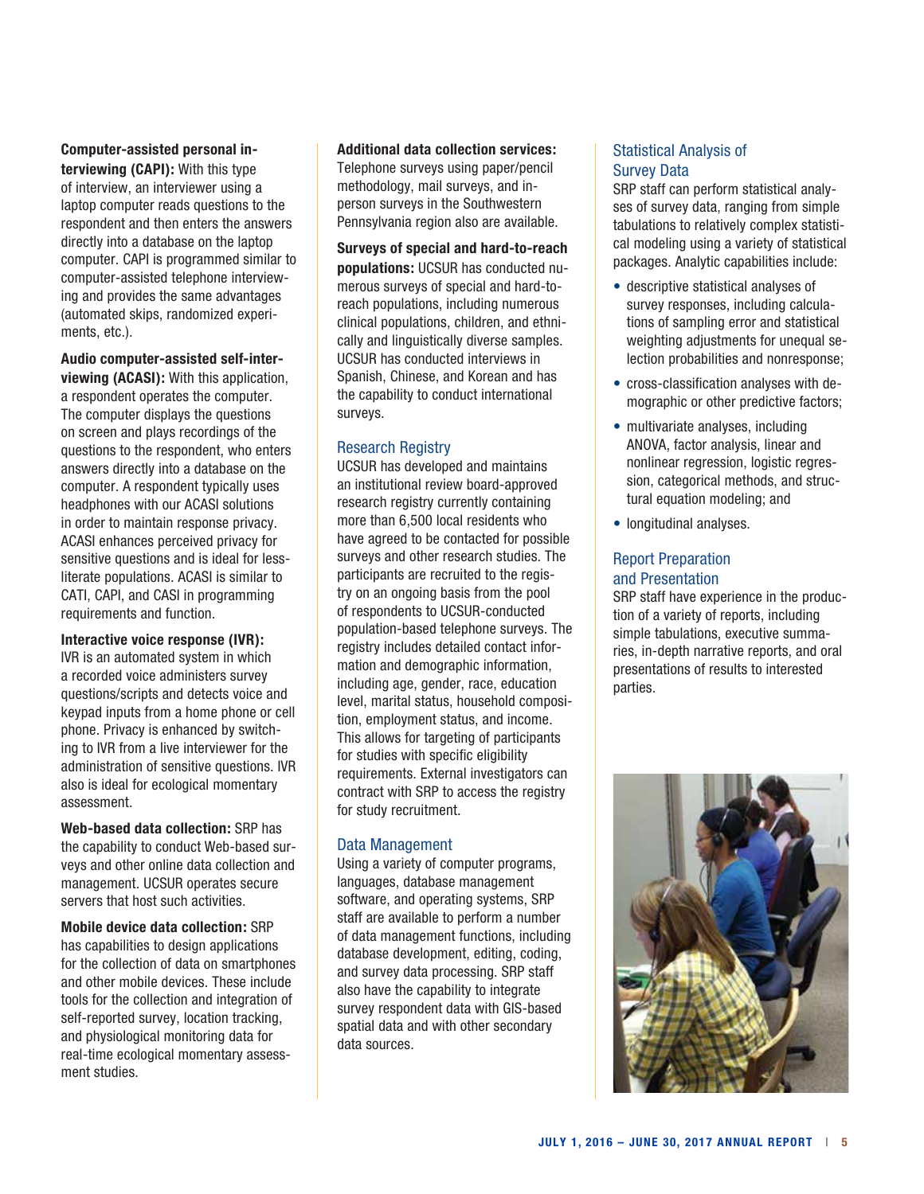**Computer-assisted personal interviewing (CAPI):** With this type of interview, an interviewer using a laptop computer reads questions to the respondent and then enters the answers directly into a database on the laptop computer. CAPI is programmed similar to computer-assisted telephone interviewing and provides the same advantages (automated skips, randomized experiments, etc.).

**Audio computer-assisted self-interviewing (ACASI):** With this application, a respondent operates the computer. The computer displays the questions on screen and plays recordings of the questions to the respondent, who enters answers directly into a database on the computer. A respondent typically uses headphones with our ACASI solutions in order to maintain response privacy. ACASI enhances perceived privacy for sensitive questions and is ideal for less-literate populations. ACASI is similar to CATI, CAPI, and CASI in programming requirements and function.

**Interactive voice response (IVR):** IVR is an automated system in which a recorded voice administers survey questions/scripts and detects voice and keypad inputs from a home phone or cell phone. Privacy is enhanced by switching to IVR from a live interviewer for the administration of sensitive questions. IVR also is ideal for ecological momentary assessment.

**Web-based data collection:** SRP has the capability to conduct Web-based surveys and other online data collection and management. UCSUR operates secure servers that host such activities.

**Mobile device data collection:** SRP has capabilities to design applications for the collection of data on smartphones and other mobile devices. These include tools for the collection and integration of self-reported survey, location tracking, and physiological monitoring data for real-time ecological momentary assessment studies.

**Additional data collection services:** Telephone surveys using paper/pencil methodology, mail surveys, and in-person surveys in the Southwestern Pennsylvania region also are available.

**Surveys of special and hard-to-reach populations:** UCSUR has conducted numerous surveys of special and hard-to-reach populations, including numerous clinical populations, children, and ethnically and linguistically diverse samples. UCSUR has conducted interviews in Spanish, Chinese, and Korean and has the capability to conduct international surveys.

## Research Registry

UCSUR has developed and maintains an institutional review board-approved research registry currently containing more than 6,500 local residents who have agreed to be contacted for possible surveys and other research studies. The participants are recruited to the registry on an ongoing basis from the pool of respondents to UCSUR-conducted population-based telephone surveys. The registry includes detailed contact information and demographic information, including age, gender, race, education level, marital status, household composition, employment status, and income. This allows for targeting of participants for studies with specific eligibility requirements. External investigators can contract with SRP to access the registry for study recruitment.

## Data Management

Using a variety of computer programs, languages, database management software, and operating systems, SRP staff are available to perform a number of data management functions, including database development, editing, coding, and survey data processing. SRP staff also have the capability to integrate survey respondent data with GIS-based spatial data and with other secondary data sources.

## Statistical Analysis of Survey Data

SRP staff can perform statistical analyses of survey data, ranging from simple tabulations to relatively complex statistical modeling using a variety of statistical packages. Analytic capabilities include:

- descriptive statistical analyses of survey responses, including calculations of sampling error and statistical weighting adjustments for unequal selection probabilities and nonresponse;
- cross-classification analyses with demographic or other predictive factors;
- multivariate analyses, including ANOVA, factor analysis, linear and nonlinear regression, logistic regression, categorical methods, and structural equation modeling; and
- longitudinal analyses.

## Report Preparation and Presentation

SRP staff have experience in the production of a variety of reports, including simple tabulations, executive summaries, in-depth narrative reports, and oral presentations of results to interested parties.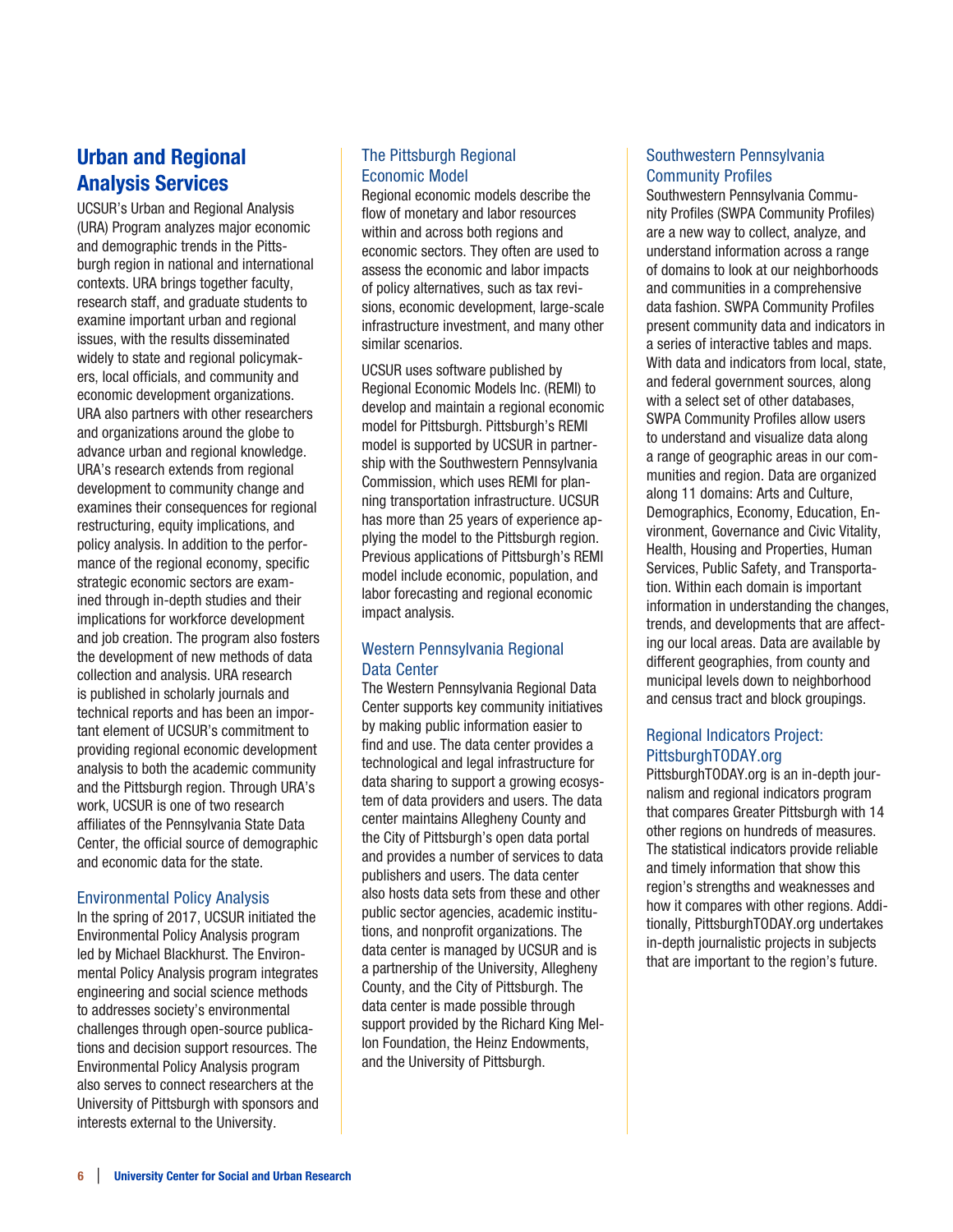## Urban and Regional Analysis Services

UCSUR's Urban and Regional Analysis (URA) Program analyzes major economic and demographic trends in the Pittsburgh region in national and international contexts. URA brings together faculty, research staff, and graduate students to examine important urban and regional issues, with the results disseminated widely to state and regional policymakers, local officials, and community and economic development organizations. URA also partners with other researchers and organizations around the globe to advance urban and regional knowledge. URA's research extends from regional development to community change and examines their consequences for regional restructuring, equity implications, and policy analysis. In addition to the performance of the regional economy, specific strategic economic sectors are examined through in-depth studies and their implications for workforce development and job creation. The program also fosters the development of new methods of data collection and analysis. URA research is published in scholarly journals and technical reports and has been an important element of UCSUR's commitment to providing regional economic development analysis to both the academic community and the Pittsburgh region. Through URA's work, UCSUR is one of two research affiliates of the Pennsylvania State Data Center, the official source of demographic and economic data for the state.

### Environmental Policy Analysis

In the spring of 2017, UCSUR initiated the Environmental Policy Analysis program led by Michael Blackhurst. The Environmental Policy Analysis program integrates engineering and social science methods to addresses society's environmental challenges through open-source publications and decision support resources. The Environmental Policy Analysis program also serves to connect researchers at the University of Pittsburgh with sponsors and interests external to the University.

### The Pittsburgh Regional Economic Model

Regional economic models describe the flow of monetary and labor resources within and across both regions and economic sectors. They often are used to assess the economic and labor impacts of policy alternatives, such as tax revisions, economic development, large-scale infrastructure investment, and many other similar scenarios.

UCSUR uses software published by Regional Economic Models Inc. (REMI) to develop and maintain a regional economic model for Pittsburgh. Pittsburgh's REMI model is supported by UCSUR in partnership with the Southwestern Pennsylvania Commission, which uses REMI for planning transportation infrastructure. UCSUR has more than 25 years of experience applying the model to the Pittsburgh region. Previous applications of Pittsburgh's REMI model include economic, population, and labor forecasting and regional economic impact analysis.

### Western Pennsylvania Regional Data Center

The Western Pennsylvania Regional Data Center supports key community initiatives by making public information easier to find and use. The data center provides a technological and legal infrastructure for data sharing to support a growing ecosystem of data providers and users. The data center maintains Allegheny County and the City of Pittsburgh's open data portal and provides a number of services to data publishers and users. The data center also hosts data sets from these and other public sector agencies, academic institutions, and nonprofit organizations. The data center is managed by UCSUR and is a partnership of the University, Allegheny County, and the City of Pittsburgh. The data center is made possible through support provided by the Richard King Mellon Foundation, the Heinz Endowments, and the University of Pittsburgh.

### Southwestern Pennsylvania Community Profiles

Southwestern Pennsylvania Community Profiles (SWPA Community Profiles) are a new way to collect, analyze, and understand information across a range of domains to look at our neighborhoods and communities in a comprehensive data fashion. SWPA Community Profiles present community data and indicators in a series of interactive tables and maps. With data and indicators from local, state, and federal government sources, along with a select set of other databases, SWPA Community Profiles allow users to understand and visualize data along a range of geographic areas in our communities and region. Data are organized along 11 domains: Arts and Culture, Demographics, Economy, Education, Environment, Governance and Civic Vitality, Health, Housing and Properties, Human Services, Public Safety, and Transportation. Within each domain is important information in understanding the changes, trends, and developments that are affecting our local areas. Data are available by different geographies, from county and municipal levels down to neighborhood and census tract and block groupings.

### Regional Indicators Project: PittsburghTODAY.org

PittsburghTODAY.org is an in-depth journalism and regional indicators program that compares Greater Pittsburgh with 14 other regions on hundreds of measures. The statistical indicators provide reliable and timely information that show this region's strengths and weaknesses and how it compares with other regions. Additionally, PittsburghTODAY.org undertakes in-depth journalistic projects in subjects that are important to the region's future.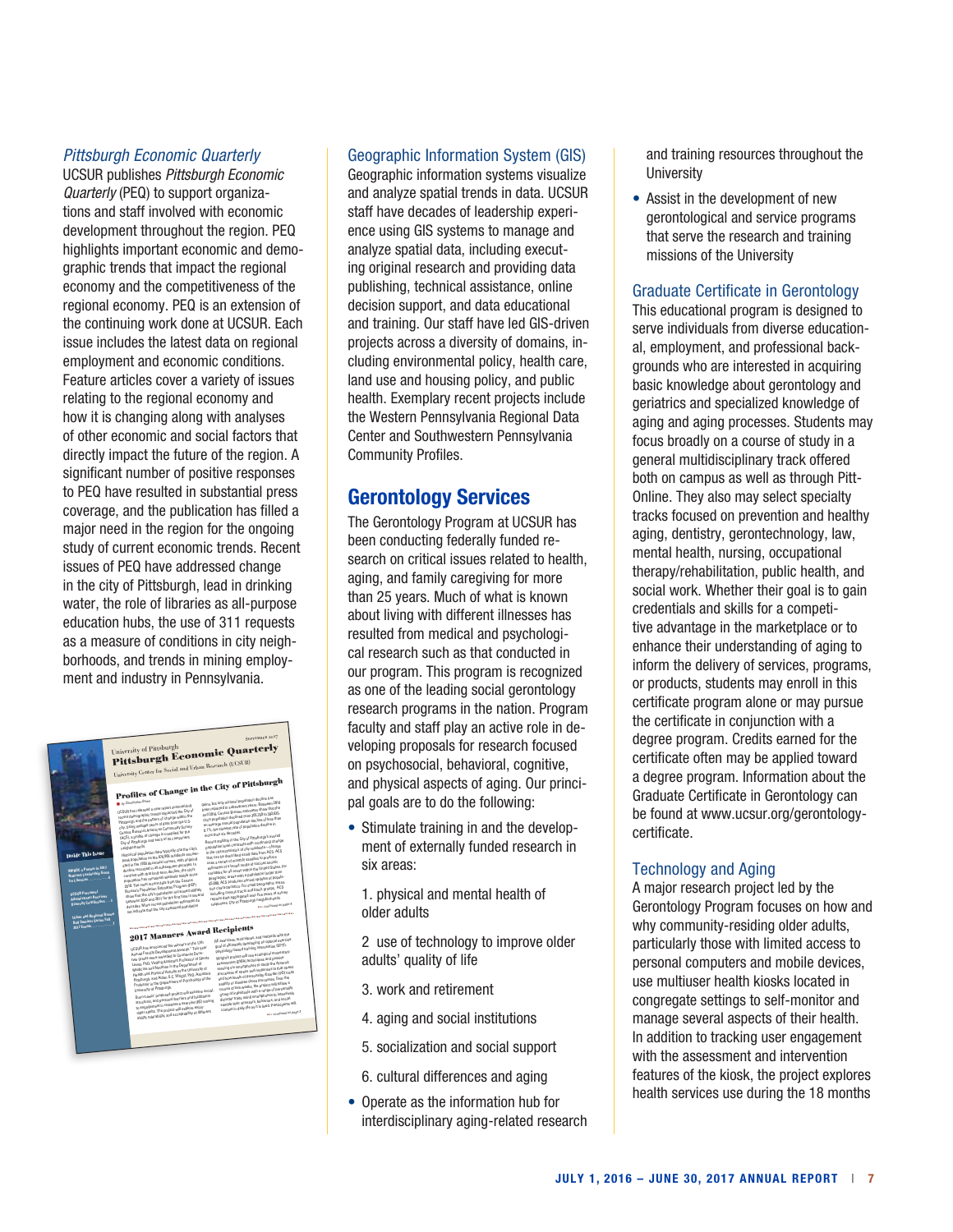### *Pittsburgh Economic Quarterly*

UCSUR publishes *Pittsburgh Economic Quarterly* (PEQ) to support organizations and staff involved with economic development throughout the region. PEQ highlights important economic and demographic trends that impact the regional economy and the competitiveness of the regional economy. PEQ is an extension of the continuing work done at UCSUR. Each issue includes the latest data on regional employment and economic conditions. Feature articles cover a variety of issues relating to the regional economy and how it is changing along with analyses of other economic and social factors that directly impact the future of the region. A significant number of positive responses to PEQ have resulted in substantial press coverage, and the publication has filled a major need in the region for the ongoing study of current economic trends. Recent issues of PEQ have addressed change in the city of Pittsburgh, lead in drinking water, the role of libraries as all-purpose education hubs, the use of 311 requests as a measure of conditions in city neighborhoods, and trends in mining employment and industry in Pennsylvania.

### Geographic Information System (GIS)

Geographic information systems visualize and analyze spatial trends in data. UCSUR staff have decades of leadership experience using GIS systems to manage and analyze spatial data, including executing original research and providing data publishing, technical assistance, online decision support, and data educational and training. Our staff have led GIS-driven projects across a diversity of domains, including environmental policy, health care, land use and housing policy, and public health. Exemplary recent projects include the Western Pennsylvania Regional Data Center and Southwestern Pennsylvania Community Profiles.

## Gerontology Services

The Gerontology Program at UCSUR has been conducting federally funded research on critical issues related to health, aging, and family caregiving for more than 25 years. Much of what is known about living with different illnesses has resulted from medical and psychological research such as that conducted in our program. This program is recognized as one of the leading social gerontology research programs in the nation. Program faculty and staff play an active role in developing proposals for research focused on psychosocial, behavioral, cognitive, and physical aspects of aging. Our principal goals are to do the following:

- Stimulate training in and the development of externally funded research in six areas:

  1. physical and mental health of older adults

  2 use of technology to improve older adults' quality of life

  3. work and retirement

  4. aging and social institutions

  5. socialization and social support

  6. cultural differences and aging

- Operate as the information hub for interdisciplinary aging-related research and training resources throughout the University

- Assist in the development of new gerontological and service programs that serve the research and training missions of the University

### Graduate Certificate in Gerontology

This educational program is designed to serve individuals from diverse educational, employment, and professional backgrounds who are interested in acquiring basic knowledge about gerontology and geriatrics and specialized knowledge of aging and aging processes. Students may focus broadly on a course of study in a general multidisciplinary track offered both on campus as well as through Pitt-Online. They also may select specialty tracks focused on prevention and healthy aging, dentistry, gerontechnology, law, mental health, nursing, occupational therapy/rehabilitation, public health, and social work. Whether their goal is to gain credentials and skills for a competitive advantage in the marketplace or to enhance their understanding of aging to inform the delivery of services, programs, or products, students may enroll in this certificate program alone or may pursue the certificate in conjunction with a degree program. Credits earned for the certificate often may be applied toward a degree program. Information about the Graduate Certificate in Gerontology can be found at www.ucsur.pitt.edu/gerontology-certificate.

### Technology and Aging

A major research project led by the Gerontology Program focuses on how and why community-residing older adults, particularly those with limited access to personal computers and mobile devices, use multiuser health kiosks located in congregate settings to self-monitor and manage several aspects of their health. In addition to tracking user engagement with the assessment and intervention features of the kiosk, the project explores health services use during the 18 months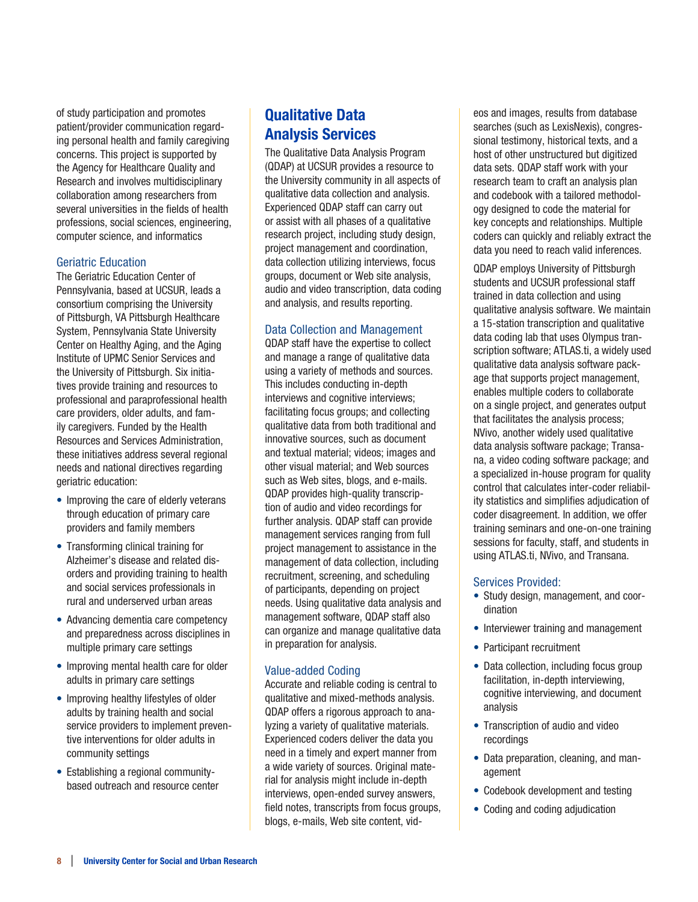of study participation and promotes patient/provider communication regarding personal health and family caregiving concerns. This project is supported by the Agency for Healthcare Quality and Research and involves multidisciplinary collaboration among researchers from several universities in the fields of health professions, social sciences, engineering, computer science, and informatics

### Geriatric Education

The Geriatric Education Center of Pennsylvania, based at UCSUR, leads a consortium comprising the University of Pittsburgh, VA Pittsburgh Healthcare System, Pennsylvania State University Center on Healthy Aging, and the Aging Institute of UPMC Senior Services and the University of Pittsburgh. Six initiatives provide training and resources to professional and paraprofessional health care providers, older adults, and family caregivers. Funded by the Health Resources and Services Administration, these initiatives address several regional needs and national directives regarding geriatric education:

- Improving the care of elderly veterans through education of primary care providers and family members
- Transforming clinical training for Alzheimer's disease and related disorders and providing training to health and social services professionals in rural and underserved urban areas
- Advancing dementia care competency and preparedness across disciplines in multiple primary care settings
- Improving mental health care for older adults in primary care settings
- Improving healthy lifestyles of older adults by training health and social service providers to implement preventive interventions for older adults in community settings
- Establishing a regional community-based outreach and resource center

## Qualitative Data Analysis Services

The Qualitative Data Analysis Program (QDAP) at UCSUR provides a resource to the University community in all aspects of qualitative data collection and analysis. Experienced QDAP staff can carry out or assist with all phases of a qualitative research project, including study design, project management and coordination, data collection utilizing interviews, focus groups, document or Web site analysis, audio and video transcription, data coding and analysis, and results reporting.

### Data Collection and Management

QDAP staff have the expertise to collect and manage a range of qualitative data using a variety of methods and sources. This includes conducting in-depth interviews and cognitive interviews; facilitating focus groups; and collecting qualitative data from both traditional and innovative sources, such as document and textual material; videos; images and other visual material; and Web sources such as Web sites, blogs, and e-mails. QDAP provides high-quality transcription of audio and video recordings for further analysis. QDAP staff can provide management services ranging from full project management to assistance in the management of data collection, including recruitment, screening, and scheduling of participants, depending on project needs. Using qualitative data analysis and management software, QDAP staff also can organize and manage qualitative data in preparation for analysis.

### Value-added Coding

Accurate and reliable coding is central to qualitative and mixed-methods analysis. QDAP offers a rigorous approach to analyzing a variety of qualitative materials. Experienced coders deliver the data you need in a timely and expert manner from a wide variety of sources. Original material for analysis might include in-depth interviews, open-ended survey answers, field notes, transcripts from focus groups, blogs, e-mails, Web site content, videos and images, results from database searches (such as LexisNexis), congressional testimony, historical texts, and a host of other unstructured but digitized data sets. QDAP staff work with your research team to craft an analysis plan and codebook with a tailored methodology designed to code the material for key concepts and relationships. Multiple coders can quickly and reliably extract the data you need to reach valid inferences.

QDAP employs University of Pittsburgh students and UCSUR professional staff trained in data collection and using qualitative analysis software. We maintain a 15-station transcription and qualitative data coding lab that uses Olympus transcription software; ATLAS.ti, a widely used qualitative data analysis software package that supports project management, enables multiple coders to collaborate on a single project, and generates output that facilitates the analysis process; NVivo, another widely used qualitative data analysis software package; Transana, a video coding software package; and a specialized in-house program for quality control that calculates inter-coder reliability statistics and simplifies adjudication of coder disagreement. In addition, we offer training seminars and one-on-one training sessions for faculty, staff, and students in using ATLAS.ti, NVivo, and Transana.

### Services Provided:

- Study design, management, and coordination
- Interviewer training and management
- Participant recruitment
- Data collection, including focus group facilitation, in-depth interviewing, cognitive interviewing, and document analysis
- Transcription of audio and video recordings
- Data preparation, cleaning, and management
- Codebook development and testing
- Coding and coding adjudication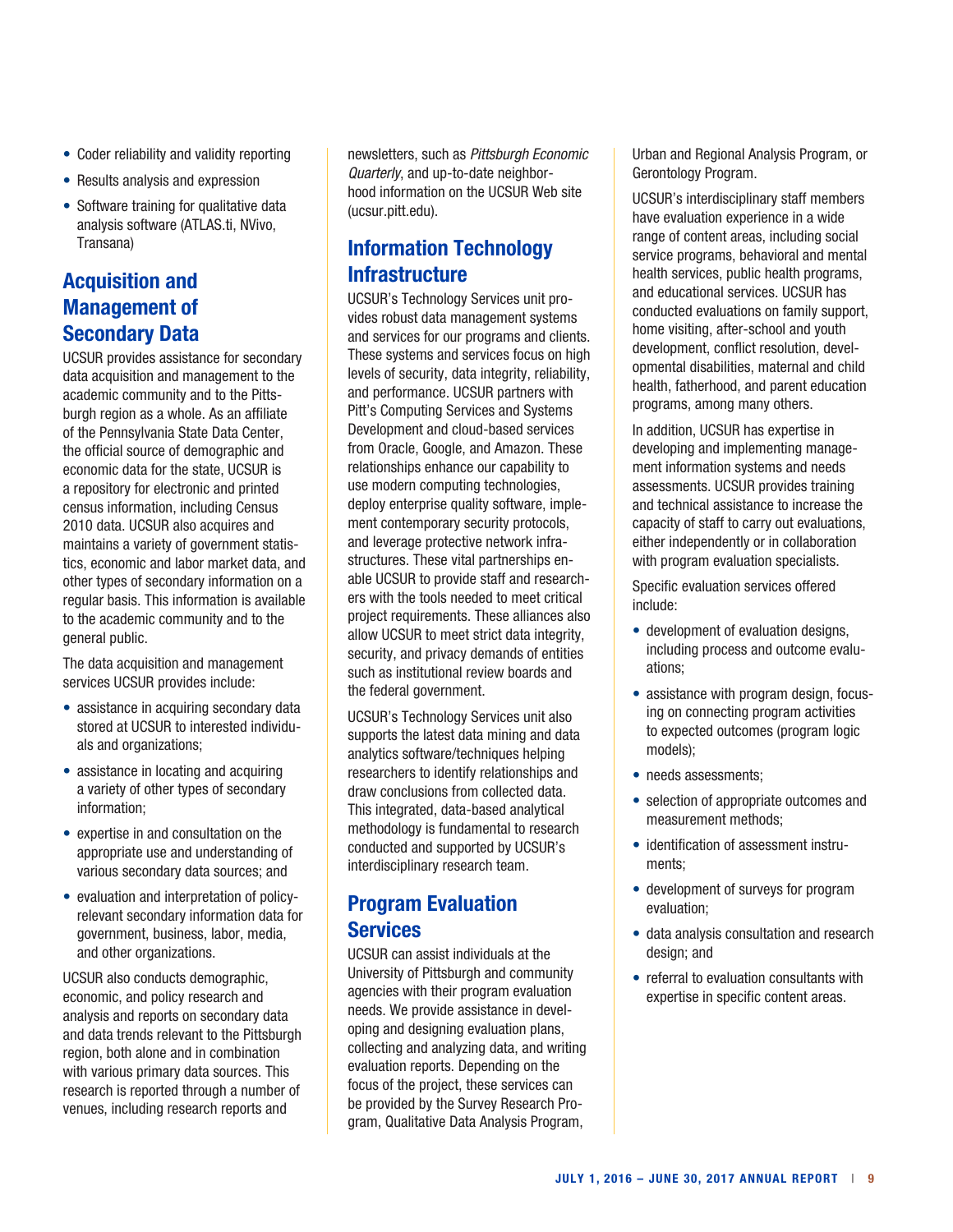- Coder reliability and validity reporting
- Results analysis and expression
- Software training for qualitative data analysis software (ATLAS.ti, NVivo, Transana)

## Acquisition and Management of Secondary Data

UCSUR provides assistance for secondary data acquisition and management to the academic community and to the Pittsburgh region as a whole. As an affiliate of the Pennsylvania State Data Center, the official source of demographic and economic data for the state, UCSUR is a repository for electronic and printed census information, including Census 2010 data. UCSUR also acquires and maintains a variety of government statistics, economic and labor market data, and other types of secondary information on a regular basis. This information is available to the academic community and to the general public.

The data acquisition and management services UCSUR provides include:

- assistance in acquiring secondary data stored at UCSUR to interested individuals and organizations;
- assistance in locating and acquiring a variety of other types of secondary information;
- expertise in and consultation on the appropriate use and understanding of various secondary data sources; and
- evaluation and interpretation of policy-relevant secondary information data for government, business, labor, media, and other organizations.

UCSUR also conducts demographic, economic, and policy research and analysis and reports on secondary data and data trends relevant to the Pittsburgh region, both alone and in combination with various primary data sources. This research is reported through a number of venues, including research reports and newsletters, such as *Pittsburgh Economic Quarterly*, and up-to-date neighborhood information on the UCSUR Web site (ucsur.pitt.edu).

## Information Technology Infrastructure

UCSUR's Technology Services unit provides robust data management systems and services for our programs and clients. These systems and services focus on high levels of security, data integrity, reliability, and performance. UCSUR partners with Pitt's Computing Services and Systems Development and cloud-based services from Oracle, Google, and Amazon. These relationships enhance our capability to use modern computing technologies, deploy enterprise quality software, implement contemporary security protocols, and leverage protective network infrastructures. These vital partnerships enable UCSUR to provide staff and researchers with the tools needed to meet critical project requirements. These alliances also allow UCSUR to meet strict data integrity, security, and privacy demands of entities such as institutional review boards and the federal government.

UCSUR's Technology Services unit also supports the latest data mining and data analytics software/techniques helping researchers to identify relationships and draw conclusions from collected data. This integrated, data-based analytical methodology is fundamental to research conducted and supported by UCSUR's interdisciplinary research team.

## Program Evaluation Services

UCSUR can assist individuals at the University of Pittsburgh and community agencies with their program evaluation needs. We provide assistance in developing and designing evaluation plans, collecting and analyzing data, and writing evaluation reports. Depending on the focus of the project, these services can be provided by the Survey Research Program, Qualitative Data Analysis Program, Urban and Regional Analysis Program, or Gerontology Program.

UCSUR's interdisciplinary staff members have evaluation experience in a wide range of content areas, including social service programs, behavioral and mental health services, public health programs, and educational services. UCSUR has conducted evaluations on family support, home visiting, after-school and youth development, conflict resolution, developmental disabilities, maternal and child health, fatherhood, and parent education programs, among many others.

In addition, UCSUR has expertise in developing and implementing management information systems and needs assessments. UCSUR provides training and technical assistance to increase the capacity of staff to carry out evaluations, either independently or in collaboration with program evaluation specialists.

Specific evaluation services offered include:

- development of evaluation designs, including process and outcome evaluations;
- assistance with program design, focusing on connecting program activities to expected outcomes (program logic models);
- needs assessments;
- selection of appropriate outcomes and measurement methods;
- identification of assessment instruments;
- development of surveys for program evaluation;
- data analysis consultation and research design; and
- referral to evaluation consultants with expertise in specific content areas.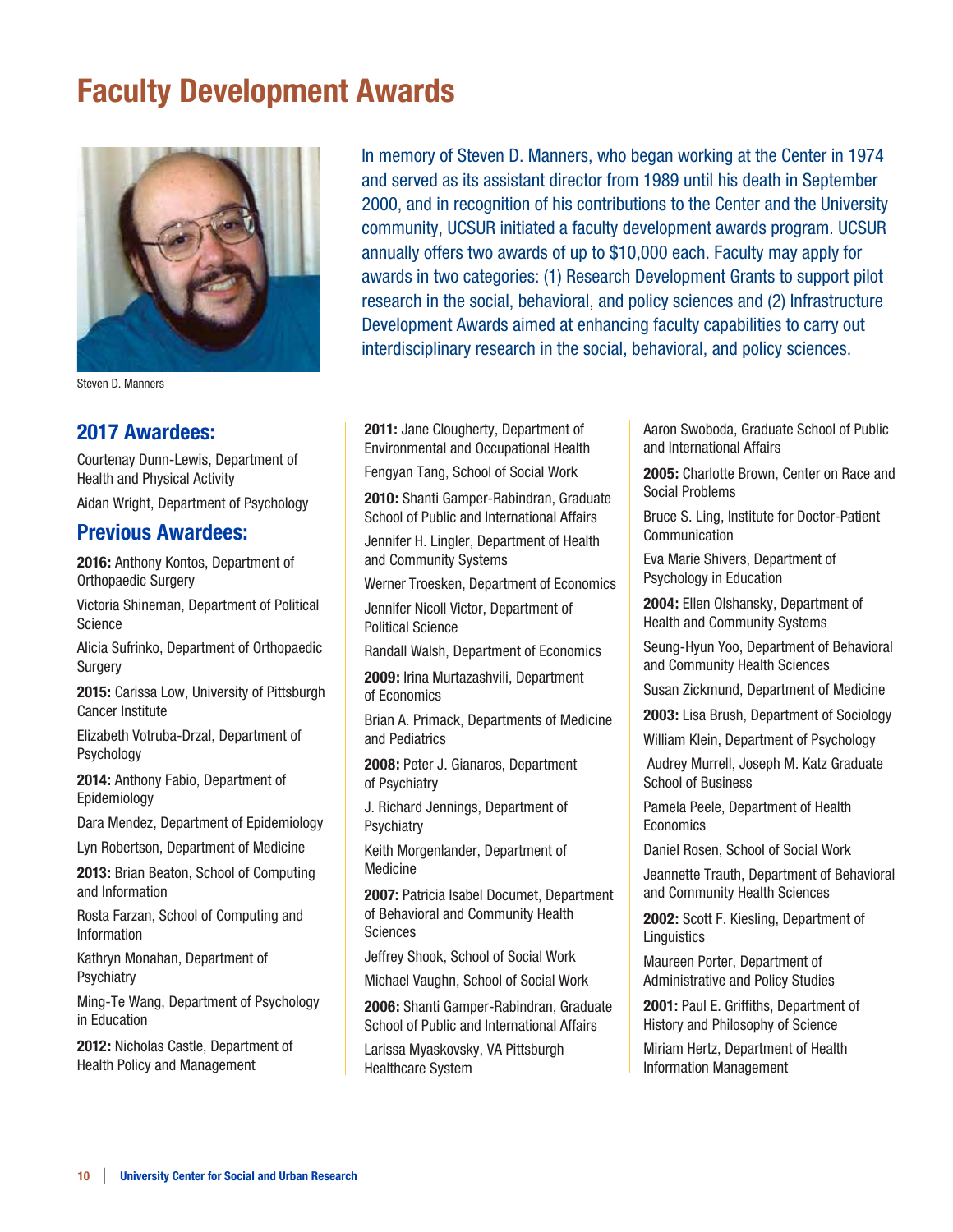# Faculty Development Awards

Steven D. Manners

In memory of Steven D. Manners, who began working at the Center in 1974 and served as its assistant director from 1989 until his death in September 2000, and in recognition of his contributions to the Center and the University community, UCSUR initiated a faculty development awards program. UCSUR annually offers two awards of up to $10,000 each. Faculty may apply for awards in two categories: (1) Research Development Grants to support pilot research in the social, behavioral, and policy sciences and (2) Infrastructure Development Awards aimed at enhancing faculty capabilities to carry out interdisciplinary research in the social, behavioral, and policy sciences.

## 2017 Awardees:

Courtenay Dunn-Lewis, Department of Health and Physical Activity

Aidan Wright, Department of Psychology

## Previous Awardees:

**2016:** Anthony Kontos, Department of Orthopaedic Surgery

Victoria Shineman, Department of Political Science

Alicia Sufrinko, Department of Orthopaedic Surgery

**2015:** Carissa Low, University of Pittsburgh Cancer Institute

Elizabeth Votruba-Drzal, Department of Psychology

**2014:** Anthony Fabio, Department of Epidemiology

Dara Mendez, Department of Epidemiology

Lyn Robertson, Department of Medicine

**2013:** Brian Beaton, School of Computing and Information

Rosta Farzan, School of Computing and Information

Kathryn Monahan, Department of Psychiatry

Ming-Te Wang, Department of Psychology in Education

**2012:** Nicholas Castle, Department of Health Policy and Management

**2011:** Jane Clougherty, Department of Environmental and Occupational Health

Fengyan Tang, School of Social Work

**2010:** Shanti Gamper-Rabindran, Graduate School of Public and International Affairs

Jennifer H. Lingler, Department of Health and Community Systems

Werner Troesken, Department of Economics

Jennifer Nicoll Victor, Department of Political Science

Randall Walsh, Department of Economics

**2009:** Irina Murtazashvili, Department of Economics

Brian A. Primack, Departments of Medicine and Pediatrics

**2008:** Peter J. Gianaros, Department of Psychiatry

J. Richard Jennings, Department of Psychiatry

Keith Morgenlander, Department of Medicine

**2007:** Patricia Isabel Documet, Department of Behavioral and Community Health Sciences

Jeffrey Shook, School of Social Work

Michael Vaughn, School of Social Work

**2006:** Shanti Gamper-Rabindran, Graduate School of Public and International Affairs

Larissa Myaskovsky, VA Pittsburgh Healthcare System

Aaron Swoboda, Graduate School of Public and International Affairs

**2005:** Charlotte Brown, Center on Race and Social Problems

Bruce S. Ling, Institute for Doctor-Patient Communication

Eva Marie Shivers, Department of Psychology in Education

**2004:** Ellen Olshansky, Department of Health and Community Systems

Seung-Hyun Yoo, Department of Behavioral and Community Health Sciences

Susan Zickmund, Department of Medicine

**2003:** Lisa Brush, Department of Sociology

William Klein, Department of Psychology

Audrey Murrell, Joseph M. Katz Graduate School of Business

Pamela Peele, Department of Health Economics

Daniel Rosen, School of Social Work

Jeannette Trauth, Department of Behavioral and Community Health Sciences

**2002:** Scott F. Kiesling, Department of Linguistics

Maureen Porter, Department of Administrative and Policy Studies

**2001:** Paul E. Griffiths, Department of History and Philosophy of Science

Miriam Hertz, Department of Health Information Management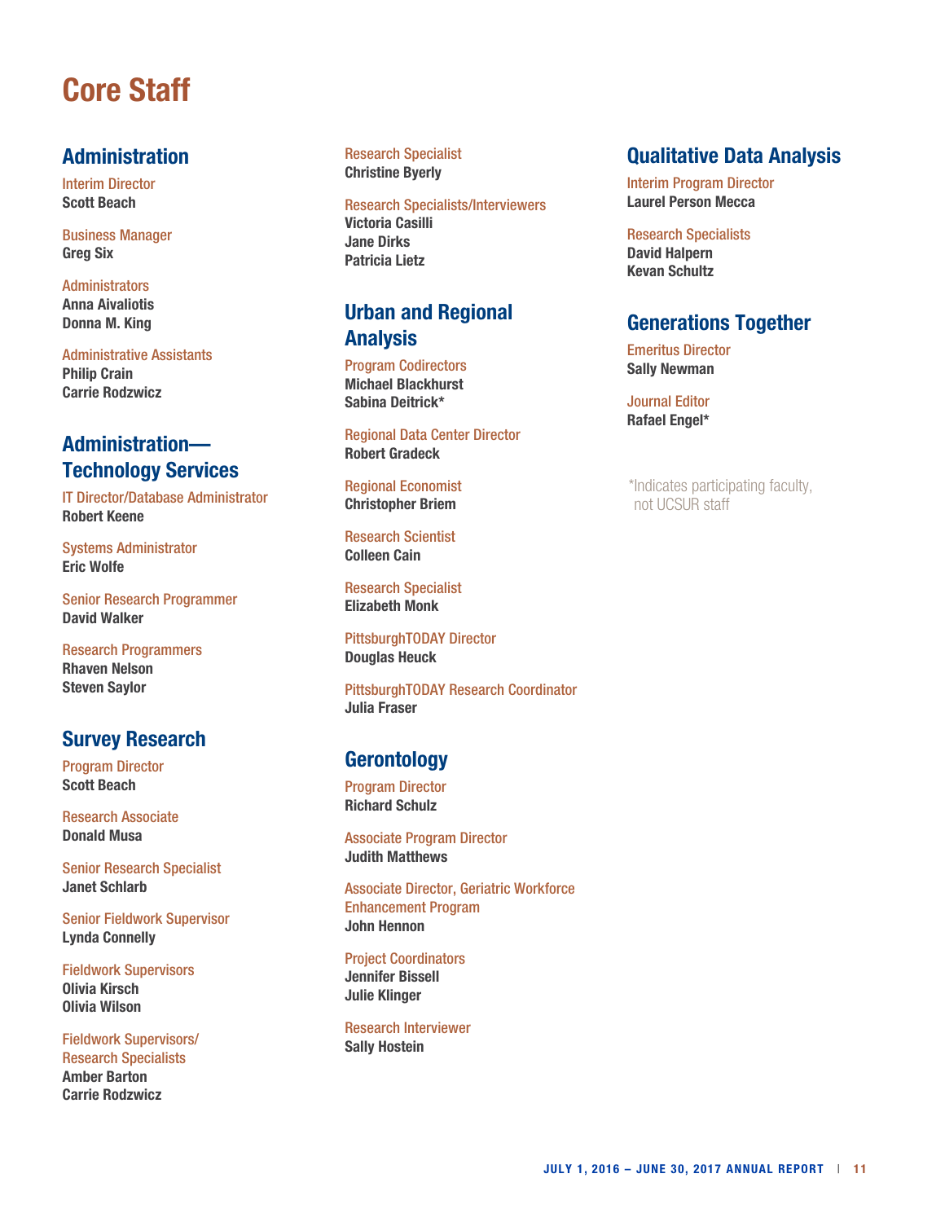# Core Staff

## Administration

Interim Director
**Scott Beach**

Business Manager
**Greg Six**

Administrators
**Anna Aivaliotis**
**Donna M. King**

Administrative Assistants
**Philip Crain**
**Carrie Rodzwicz**

## Administration—Technology Services

IT Director/Database Administrator
**Robert Keene**

Systems Administrator
**Eric Wolfe**

Senior Research Programmer
**David Walker**

Research Programmers
**Rhaven Nelson**
**Steven Saylor**

## Survey Research

Program Director
**Scott Beach**

Research Associate
**Donald Musa**

Senior Research Specialist
**Janet Schlarb**

Senior Fieldwork Supervisor
**Lynda Connelly**

Fieldwork Supervisors
**Olivia Kirsch**
**Olivia Wilson**

Fieldwork Supervisors/Research Specialists
**Amber Barton**
**Carrie Rodzwicz**

Research Specialist
**Christine Byerly**

Research Specialists/Interviewers
**Victoria Casilli**
**Jane Dirks**
**Patricia Lietz**

## Urban and Regional Analysis

Program Codirectors
**Michael Blackhurst**
**Sabina Deitrick***

Regional Data Center Director
**Robert Gradeck**

Regional Economist
**Christopher Briem**

Research Scientist
**Colleen Cain**

Research Specialist
**Elizabeth Monk**

PittsburghTODAY Director
**Douglas Heuck**

PittsburghTODAY Research Coordinator
**Julia Fraser**

## Gerontology

Program Director
**Richard Schulz**

Associate Program Director
**Judith Matthews**

Associate Director, Geriatric Workforce Enhancement Program
**John Hennon**

Project Coordinators
**Jennifer Bissell**
**Julie Klinger**

Research Interviewer
**Sally Hostein**

## Qualitative Data Analysis

Interim Program Director
**Laurel Person Mecca**

Research Specialists
**David Halpern**
**Kevan Schultz**

## Generations Together

Emeritus Director
**Sally Newman**

Journal Editor
**Rafael Engel***

*Indicates participating faculty, not UCSUR staff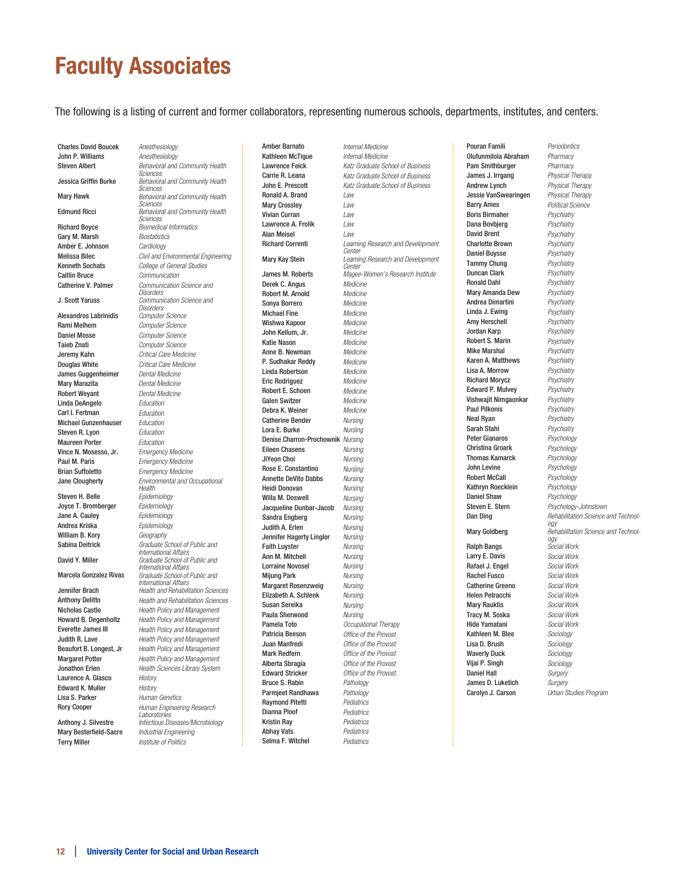# Faculty Associates

The following is a listing of current and former collaborators, representing numerous schools, departments, institutes, and centers.

| Name | Department |
|---|---|
| Charles David Boucek | *Anesthesiology* |
| John P. Williams | *Anesthesiology* |
| Steven Albert | *Behavioral and Community Health Sciences* |
| Jessica Griffin Burke | *Behavioral and Community Health Sciences* |
| Mary Hawk | *Behavioral and Community Health Sciences* |
| Edmund Ricci | *Behavioral and Community Health Sciences* |
| Richard Boyce | *Biomedical Informatics* |
| Gary M. Marsh | *Biostatistics* |
| Amber E. Johnson | *Cardiology* |
| Melissa Bilec | *Civil and Environmental Engineering* |
| Kenneth Sochats | *College of General Studies* |
| Caitlin Bruce | *Communication* |
| Catherine V. Palmer | *Communication Science and Disorders* |
| J. Scott Yaruss | *Communication Science and Disorders* |
| Alexandros Labrinidis | *Computer Science* |
| Rami Melhem | *Computer Science* |
| Daniel Mosse | *Computer Science* |
| Taieb Znati | *Computer Science* |
| Jeremy Kahn | *Critical Care Medicine* |
| Douglas White | *Critical Care Medicine* |
| James Guggenheimer | *Dental Medicine* |
| Mary Marazita | *Dental Medicine* |
| Robert Weyant | *Dental Medicine* |
| Linda DeAngelo | *Education* |
| Carl I. Fertman | *Education* |
| Michael Gunzenhauser | *Education* |
| Steven R. Lyon | *Education* |
| Maureen Porter | *Education* |
| Vince N. Mosesso, Jr. | *Emergency Medicine* |
| Paul M. Paris | *Emergency Medicine* |
| Brian Suffoletto | *Emergency Medicine* |
| Jane Clougherty | *Environmental and Occupational Health* |
| Steven H. Belle | *Epidemiology* |
| Joyce T. Bromberger | *Epidemiology* |
| Jane A. Cauley | *Epidemiology* |
| Andrea Kriska | *Epidemiology* |
| William B. Kory | *Geography* |
| Sabina Deitrick | *Graduate School of Public and International Affairs* |
| David Y. Miller | *Graduate School of Public and International Affairs* |
| Marcela Gonzalez Rivas | *Graduate School of Public and International Affairs* |
| Jennifer Brach | *Health and Rehabilitation Sciences* |
| Anthony Delitto | *Health and Rehabilitation Sciences* |
| Nicholas Castle | *Health Policy and Management* |
| Howard B. Degenholtz | *Health Policy and Management* |
| Everette James III | *Health Policy and Management* |
| Judith R. Lave | *Health Policy and Management* |
| Beaufort B. Longest, Jr | *Health Policy and Management* |
| Margaret Potter | *Health Policy and Management* |
| Jonathon Erlen | *Health Sciences Library System* |
| Laurence A. Glasco | *History* |
| Edward K. Muller | *History* |
| Lisa S. Parker | *Human Genetics* |
| Rory Cooper | *Human Engineering Research Laboratories* |
| Anthony J. Silvestre | *Infectious Diseases/Microbiology* |
| Mary Besterfield-Sacre | *Industrial Engineering* |
| Terry Miller | *Institute of Politics* |
| Amber Barnato | *Internal Medicine* |
| Kathleen McTigue | *Internal Medicine* |
| Lawrence Feick | *Katz Graduate School of Business* |
| Carrie R. Leana | *Katz Graduate School of Business* |
| John E. Prescott | *Katz Graduate School of Business* |
| Ronald A. Brand | *Law* |
| Mary Crossley | *Law* |
| Vivian Curran | *Law* |
| Lawrence A. Frolik | *Law* |
| Alan Meisel | *Law* |
| Richard Correnti | *Learning Research and Development Center* |
| Mary Kay Stein | *Learning Research and Development Center* |
| James M. Roberts | *Magee-Women's Research Institute* |
| Derek C. Angus | *Medicine* |
| Robert M. Arnold | *Medicine* |
| Sonya Borrero | *Medicine* |
| Michael Fine | *Medicine* |
| Wishwa Kapoor | *Medicine* |
| John Kellum, Jr. | *Medicine* |
| Katie Nason | *Medicine* |
| Anne B. Newman | *Medicine* |
| P. Sudhakar Reddy | *Medicine* |
| Linda Robertson | *Medicine* |
| Eric Rodriguez | *Medicine* |
| Robert E. Schoen | *Medicine* |
| Galen Switzer | *Medicine* |
| Debra K. Weiner | *Medicine* |
| Catherine Bender | *Nursing* |
| Lora E. Burke | *Nursing* |
| Denise Charron-Prochownik | *Nursing* |
| Eileen Chasens | *Nursing* |
| JiYeon Choi | *Nursing* |
| Rose E. Constantino | *Nursing* |
| Annette DeVito Dabbs | *Nursing* |
| Heidi Donovan | *Nursing* |
| Willa M. Doswell | *Nursing* |
| Jacqueline Dunbar-Jacob | *Nursing* |
| Sandra Engberg | *Nursing* |
| Judith A. Erlen | *Nursing* |
| Jennifer Hagerty Lingler | *Nursing* |
| Faith Luyster | *Nursing* |
| Ann M. Mitchell | *Nursing* |
| Lorraine Novosel | *Nursing* |
| Mijung Park | *Nursing* |
| Margaret Rosenzweig | *Nursing* |
| Elizabeth A. Schlenk | *Nursing* |
| Susan Sereika | *Nursing* |
| Paula Sherwood | *Nursing* |
| Pamela Toto | *Occupational Therapy* |
| Patricia Beeson | *Office of the Provost* |
| Juan Manfredi | *Office of the Provost* |
| Mark Redfern | *Office of the Provost* |
| Alberta Sbragia | *Office of the Provost* |
| Edward Stricker | *Office of the Provost* |
| Bruce S. Rabin | *Pathology* |
| Parmjeet Randhawa | *Pathology* |
| Raymond Pitetti | *Pediatrics* |
| Dianna Ploof | *Pediatrics* |
| Kristin Ray | *Pediatrics* |
| Abhay Vats | *Pediatrics* |
| Selma F. Witchel | *Pediatrics* |
| Pouran Famili | *Periodontics* |
| Olufunmilola Abraham | *Pharmacy* |
| Pam Smithburger | *Pharmacy* |
| James J. Irrgang | *Physical Therapy* |
| Andrew Lynch | *Physical Therapy* |
| Jessie VanSwearingen | *Physical Therapy* |
| Barry Ames | *Political Science* |
| Boris Birmaher | *Psychiatry* |
| Dana Bovbjerg | *Psychiatry* |
| David Brent | *Psychiatry* |
| Charlotte Brown | *Psychiatry* |
| Daniel Buysse | *Psychiatry* |
| Tammy Chung | *Psychiatry* |
| Duncan Clark | *Psychiatry* |
| Ronald Dahl | *Psychiatry* |
| Mary Amanda Dew | *Psychiatry* |
| Andrea Dimartini | *Psychiatry* |
| Linda J. Ewing | *Psychiatry* |
| Amy Herschell | *Psychiatry* |
| Jordan Karp | *Psychiatry* |
| Robert S. Marin | *Psychiatry* |
| Mike Marshal | *Psychiatry* |
| Karen A. Matthews | *Psychiatry* |
| Lisa A. Morrow | *Psychiatry* |
| Richard Morycz | *Psychiatry* |
| Edward P. Mulvey | *Psychiatry* |
| Vishwajit Nimgaonkar | *Psychiatry* |
| Paul Pilkonis | *Psychiatry* |
| Neal Ryan | *Psychiatry* |
| Sarah Stahl | *Psychiatry* |
| Peter Gianaros | *Psychology* |
| Christina Groark | *Psychology* |
| Thomas Kamarck | *Psychology* |
| John Levine | *Psychology* |
| Robert McCall | *Psychology* |
| Kathryn Roecklein | *Psychology* |
| Daniel Shaw | *Psychology* |
| Steven E. Stern | *Psychology-Johnstown* |
| Dan Ding | *Rehabilitation Science and Technology* |
| Mary Goldberg | *Rehabilitation Science and Technology* |
| Ralph Bangs | *Social Work* |
| Larry E. Davis | *Social Work* |
| Rafael J. Engel | *Social Work* |
| Rachel Fusco | *Social Work* |
| Catherine Greeno | *Social Work* |
| Helen Petracchi | *Social Work* |
| Mary Rauktis | *Social Work* |
| Tracy M. Soska | *Social Work* |
| Hide Yamatani | *Social Work* |
| Kathleen M. Blee | *Sociology* |
| Lisa D. Brush | *Sociology* |
| Waverly Duck | *Sociology* |
| Vijai P. Singh | *Sociology* |
| Daniel Hall | *Surgery* |
| James D. Luketich | *Surgery* |
| Carolyn J. Carson | *Urban Studies Program* |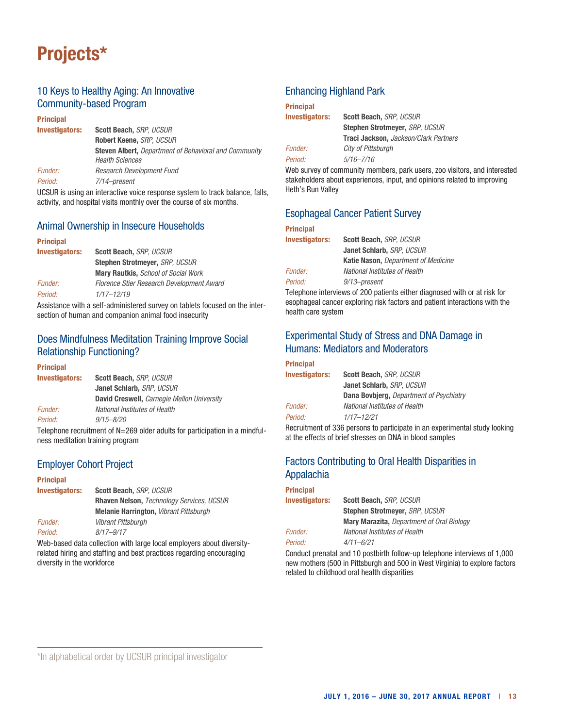# Projects*

## 10 Keys to Healthy Aging: An Innovative Community-based Program

**Principal Investigators:** **Scott Beach,** *SRP, UCSUR*
**Robert Keene,** *SRP, UCSUR*
**Steven Albert,** *Department of Behavioral and Community Health Sciences*

*Funder:* *Research Development Fund*

*Period:* *7/14–present*

UCSUR is using an interactive voice response system to track balance, falls, activity, and hospital visits monthly over the course of six months.

## Animal Ownership in Insecure Households

**Principal Investigators:** **Scott Beach,** *SRP, UCSUR*
**Stephen Strotmeyer,** *SRP, UCSUR*
**Mary Rautkis,** *School of Social Work*

*Funder:* *Florence Stier Research Development Award*

*Period:* *1/17–12/19*

Assistance with a self-administered survey on tablets focused on the intersection of human and companion animal food insecurity

## Does Mindfulness Meditation Training Improve Social Relationship Functioning?

**Principal Investigators:** **Scott Beach,** *SRP, UCSUR*
**Janet Schlarb,** *SRP, UCSUR*
**David Creswell,** *Carnegie Mellon University*

*Funder:* *National Institutes of Health*

*Period:* *9/15–8/20*

Telephone recruitment of N=269 older adults for participation in a mindfulness meditation training program

## Employer Cohort Project

**Principal Investigators:** **Scott Beach,** *SRP, UCSUR*
**Rhaven Nelson,** *Technology Services, UCSUR*
**Melanie Harrington,** *Vibrant Pittsburgh*

*Funder:* *Vibrant Pittsburgh*

*Period:* *8/17–9/17*

Web-based data collection with large local employers about diversity-related hiring and staffing and best practices regarding encouraging diversity in the workforce

## Enhancing Highland Park

**Principal Investigators:** **Scott Beach,** *SRP, UCSUR*
**Stephen Strotmeyer,** *SRP, UCSUR*
**Traci Jackson,** *Jackson/Clark Partners*

*Funder:* *City of Pittsburgh*

*Period:* *5/16–7/16*

Web survey of community members, park users, zoo visitors, and interested stakeholders about experiences, input, and opinions related to improving Heth's Run Valley

## Esophageal Cancer Patient Survey

**Principal Investigators:** **Scott Beach,** *SRP, UCSUR*
**Janet Schlarb,** *SRP, UCSUR*
**Katie Nason,** *Department of Medicine*

*Funder:* *National Institutes of Health*

*Period:* *9/13–present*

Telephone interviews of 200 patients either diagnosed with or at risk for esophageal cancer exploring risk factors and patient interactions with the health care system

## Experimental Study of Stress and DNA Damage in Humans: Mediators and Moderators

**Principal Investigators:** **Scott Beach,** *SRP, UCSUR*
**Janet Schlarb,** *SRP, UCSUR*
**Dana Bovbjerg,** *Department of Psychiatry*

*Funder:* *National Institutes of Health*

*Period:* *1/17–12/21*

Recruitment of 336 persons to participate in an experimental study looking at the effects of brief stresses on DNA in blood samples

## Factors Contributing to Oral Health Disparities in Appalachia

**Principal Investigators:** **Scott Beach,** *SRP, UCSUR*
**Stephen Strotmeyer,** *SRP, UCSUR*
**Mary Marazita,** *Department of Oral Biology*

*Funder:* *National Institutes of Health*

*Period:* *4/11–6/21*

Conduct prenatal and 10 postbirth follow-up telephone interviews of 1,000 new mothers (500 in Pittsburgh and 500 in West Virginia) to explore factors related to childhood oral health disparities

*In alphabetical order by UCSUR principal investigator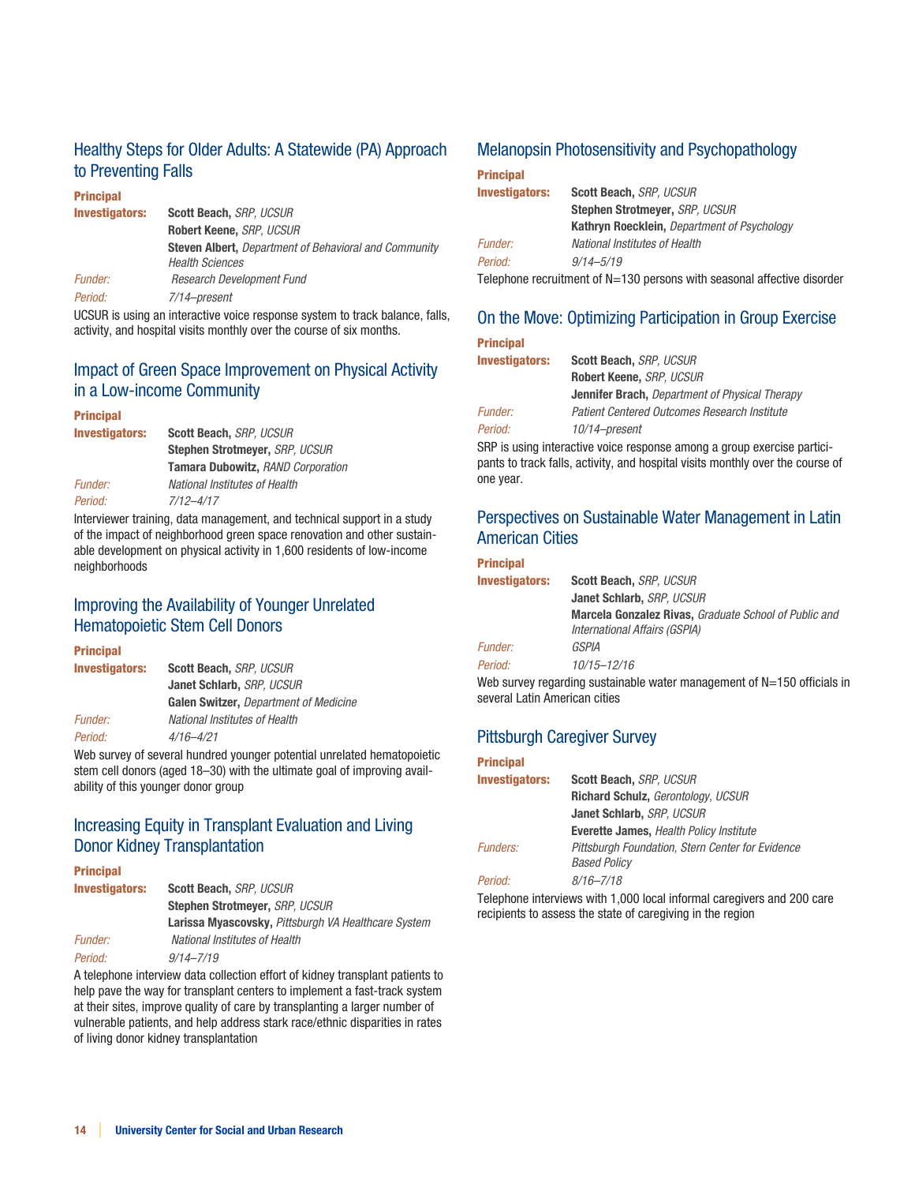## Healthy Steps for Older Adults: A Statewide (PA) Approach to Preventing Falls

**Principal Investigators:** **Scott Beach,** *SRP, UCSUR*
**Robert Keene,** *SRP, UCSUR*
**Steven Albert,** *Department of Behavioral and Community Health Sciences*

*Funder:* Research Development Fund

*Period:* *7/14–present*

UCSUR is using an interactive voice response system to track balance, falls, activity, and hospital visits monthly over the course of six months.

## Impact of Green Space Improvement on Physical Activity in a Low-income Community

**Principal Investigators:** **Scott Beach,** *SRP, UCSUR*
**Stephen Strotmeyer,** *SRP, UCSUR*
**Tamara Dubowitz,** *RAND Corporation*

*Funder:* National Institutes of Health

*Period:* *7/12–4/17*

Interviewer training, data management, and technical support in a study of the impact of neighborhood green space renovation and other sustainable development on physical activity in 1,600 residents of low-income neighborhoods

## Improving the Availability of Younger Unrelated Hematopoietic Stem Cell Donors

**Principal Investigators:** **Scott Beach,** *SRP, UCSUR*
**Janet Schlarb,** *SRP, UCSUR*
**Galen Switzer,** *Department of Medicine*

*Funder:* National Institutes of Health

*Period:* *4/16–4/21*

Web survey of several hundred younger potential unrelated hematopoietic stem cell donors (aged 18–30) with the ultimate goal of improving availability of this younger donor group

## Increasing Equity in Transplant Evaluation and Living Donor Kidney Transplantation

**Principal Investigators:** **Scott Beach,** *SRP, UCSUR*
**Stephen Strotmeyer,** *SRP, UCSUR*
**Larissa Myascovsky,** *Pittsburgh VA Healthcare System*

*Funder:* National Institutes of Health

*Period:* *9/14–7/19*

A telephone interview data collection effort of kidney transplant patients to help pave the way for transplant centers to implement a fast-track system at their sites, improve quality of care by transplanting a larger number of vulnerable patients, and help address stark race/ethnic disparities in rates of living donor kidney transplantation

## Melanopsin Photosensitivity and Psychopathology

**Principal Investigators:** **Scott Beach,** *SRP, UCSUR*
**Stephen Strotmeyer,** *SRP, UCSUR*
**Kathryn Roecklein,** *Department of Psychology*

*Funder:* National Institutes of Health

*Period:* *9/14–5/19*

Telephone recruitment of N=130 persons with seasonal affective disorder

## On the Move: Optimizing Participation in Group Exercise

**Principal Investigators:** **Scott Beach,** *SRP, UCSUR*
**Robert Keene,** *SRP, UCSUR*
**Jennifer Brach,** *Department of Physical Therapy*

*Funder:* Patient Centered Outcomes Research Institute

*Period:* *10/14–present*

SRP is using interactive voice response among a group exercise participants to track falls, activity, and hospital visits monthly over the course of one year.

## Perspectives on Sustainable Water Management in Latin American Cities

**Principal Investigators:** **Scott Beach,** *SRP, UCSUR*
**Janet Schlarb,** *SRP, UCSUR*
**Marcela Gonzalez Rivas,** *Graduate School of Public and International Affairs (GSPIA)*

*Funder:* GSPIA

*Period:* *10/15–12/16*

Web survey regarding sustainable water management of N=150 officials in several Latin American cities

## Pittsburgh Caregiver Survey

**Principal Investigators:** **Scott Beach,** *SRP, UCSUR*
**Richard Schulz,** *Gerontology, UCSUR*
**Janet Schlarb,** *SRP, UCSUR*
**Everette James,** *Health Policy Institute*

*Funders:* Pittsburgh Foundation, Stern Center for Evidence Based Policy

*Period:* *8/16–7/18*

Telephone interviews with 1,000 local informal caregivers and 200 care recipients to assess the state of caregiving in the region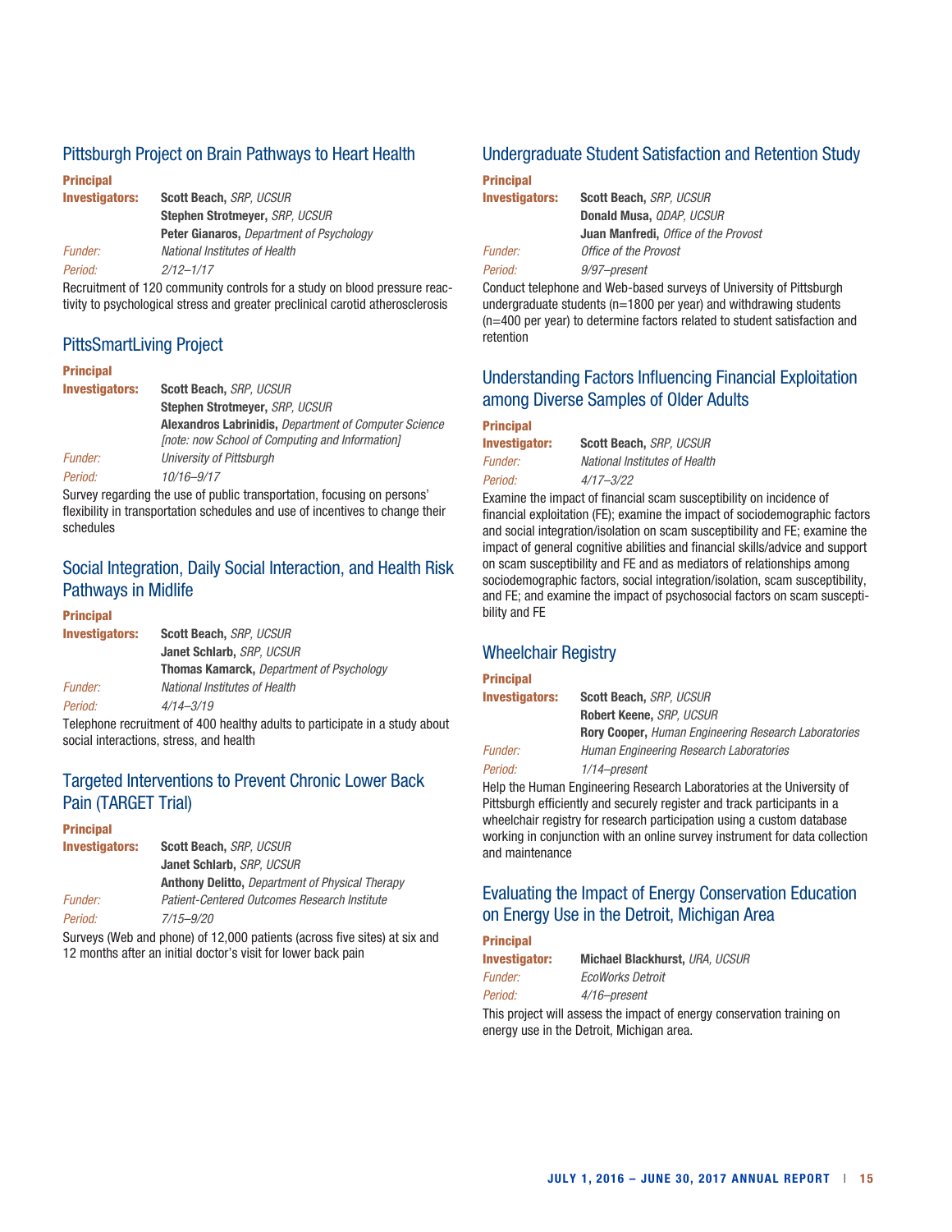## Pittsburgh Project on Brain Pathways to Heart Health

**Principal Investigators:** **Scott Beach,** *SRP, UCSUR*
**Stephen Strotmeyer,** *SRP, UCSUR*
**Peter Gianaros,** *Department of Psychology*
*Funder:* *National Institutes of Health*
*Period:* *2/12–1/17*

Recruitment of 120 community controls for a study on blood pressure reactivity to psychological stress and greater preclinical carotid atherosclerosis

## PittsSmartLiving Project

**Principal Investigators:** **Scott Beach,** *SRP, UCSUR*
**Stephen Strotmeyer,** *SRP, UCSUR*
**Alexandros Labrinidis,** *Department of Computer Science [note: now School of Computing and Information]*
*Funder:* *University of Pittsburgh*
*Period:* *10/16–9/17*

Survey regarding the use of public transportation, focusing on persons' flexibility in transportation schedules and use of incentives to change their schedules

## Social Integration, Daily Social Interaction, and Health Risk Pathways in Midlife

**Principal Investigators:** **Scott Beach,** *SRP, UCSUR*
**Janet Schlarb,** *SRP, UCSUR*
**Thomas Kamarck,** *Department of Psychology*
*Funder:* *National Institutes of Health*
*Period:* *4/14–3/19*

Telephone recruitment of 400 healthy adults to participate in a study about social interactions, stress, and health

## Targeted Interventions to Prevent Chronic Lower Back Pain (TARGET Trial)

**Principal Investigators:** **Scott Beach,** *SRP, UCSUR*
**Janet Schlarb,** *SRP, UCSUR*
**Anthony Delitto,** *Department of Physical Therapy*
*Funder:* *Patient-Centered Outcomes Research Institute*
*Period:* *7/15–9/20*

Surveys (Web and phone) of 12,000 patients (across five sites) at six and 12 months after an initial doctor's visit for lower back pain

## Undergraduate Student Satisfaction and Retention Study

**Principal Investigators:** **Scott Beach,** *SRP, UCSUR*
**Donald Musa,** *QDAP, UCSUR*
**Juan Manfredi,** *Office of the Provost*
*Funder:* *Office of the Provost*
*Period:* *9/97–present*

Conduct telephone and Web-based surveys of University of Pittsburgh undergraduate students (n=1800 per year) and withdrawing students (n=400 per year) to determine factors related to student satisfaction and retention

## Understanding Factors Influencing Financial Exploitation among Diverse Samples of Older Adults

**Principal Investigator:** **Scott Beach,** *SRP, UCSUR*
*Funder:* *National Institutes of Health*
*Period:* *4/17–3/22*

Examine the impact of financial scam susceptibility on incidence of financial exploitation (FE); examine the impact of sociodemographic factors and social integration/isolation on scam susceptibility and FE; examine the impact of general cognitive abilities and financial skills/advice and support on scam susceptibility and FE and as mediators of relationships among sociodemographic factors, social integration/isolation, scam susceptibility, and FE; and examine the impact of psychosocial factors on scam susceptibility and FE

## Wheelchair Registry

**Principal Investigators:** **Scott Beach,** *SRP, UCSUR*
**Robert Keene,** *SRP, UCSUR*
**Rory Cooper,** *Human Engineering Research Laboratories*
*Funder:* *Human Engineering Research Laboratories*
*Period:* *1/14–present*

Help the Human Engineering Research Laboratories at the University of Pittsburgh efficiently and securely register and track participants in a wheelchair registry for research participation using a custom database working in conjunction with an online survey instrument for data collection and maintenance

## Evaluating the Impact of Energy Conservation Education on Energy Use in the Detroit, Michigan Area

**Principal Investigator:** **Michael Blackhurst,** *URA, UCSUR*
*Funder:* *EcoWorks Detroit*
*Period:* *4/16–present*

This project will assess the impact of energy conservation training on energy use in the Detroit, Michigan area.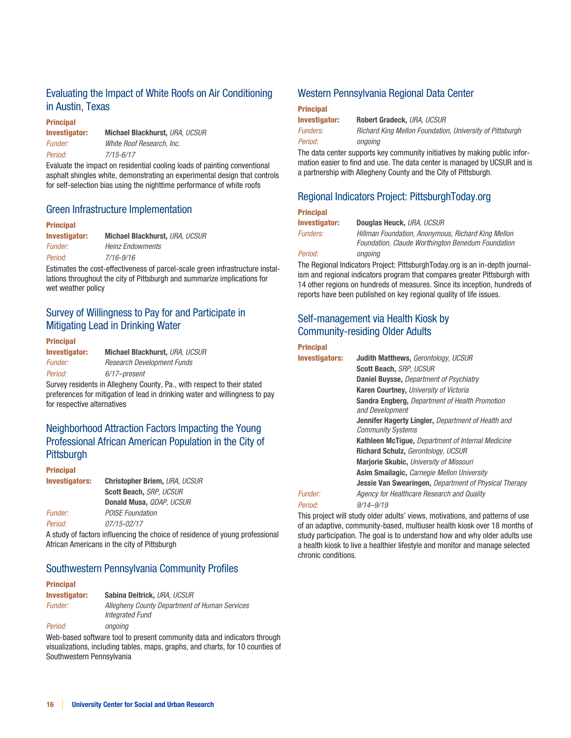## Evaluating the Impact of White Roofs on Air Conditioning in Austin, Texas

**Principal Investigator:** **Michael Blackhurst,** *URA, UCSUR*
*Funder:* *White Roof Research, Inc.*
*Period:* *7/15-6/17*

Evaluate the impact on residential cooling loads of painting conventional asphalt shingles white, demonstrating an experimental design that controls for self-selection bias using the nighttime performance of white roofs

## Green Infrastructure Implementation

**Principal Investigator:** **Michael Blackhurst,** *URA, UCSUR*
*Funder:* *Heinz Endowments*
*Period:* *7/16-9/16*

Estimates the cost-effectiveness of parcel-scale green infrastructure installations throughout the city of Pittsburgh and summarize implications for wet weather policy

## Survey of Willingness to Pay for and Participate in Mitigating Lead in Drinking Water

**Principal Investigator:** **Michael Blackhurst,** *URA, UCSUR*
*Funder:* *Research Development Funds*
*Period:* *6/17–present*

Survey residents in Allegheny County, Pa., with respect to their stated preferences for mitigation of lead in drinking water and willingness to pay for respective alternatives

## Neighborhood Attraction Factors Impacting the Young Professional African American Population in the City of Pittsburgh

**Principal Investigators:** **Christopher Briem,** *URA, UCSUR*
**Scott Beach,** *SRP, UCSUR*
**Donald Musa,** *QDAP, UCSUR*
*Funder:* *POISE Foundation*
*Period:* *07/15-02/17*

A study of factors influencing the choice of residence of young professional African Americans in the city of Pittsburgh

## Southwestern Pennsylvania Community Profiles

**Principal Investigator:** **Sabina Deitrick,** *URA, UCSUR*
*Funder:* *Allegheny County Department of Human Services Integrated Fund*
*Period:* *ongoing*

Web-based software tool to present community data and indicators through visualizations, including tables, maps, graphs, and charts, for 10 counties of Southwestern Pennsylvania

## Western Pennsylvania Regional Data Center

**Principal Investigator:** **Robert Gradeck,** *URA, UCSUR*
*Funders:* *Richard King Mellon Foundation, University of Pittsburgh*
*Period:* *ongoing*

The data center supports key community initiatives by making public information easier to find and use. The data center is managed by UCSUR and is a partnership with Allegheny County and the City of Pittsburgh.

## Regional Indicators Project: PittsburghToday.org

**Principal Investigator:** **Douglas Heuck,** *URA, UCSUR*
*Funders:* *Hillman Foundation, Anonymous, Richard King Mellon Foundation, Claude Worthington Benedum Foundation*
*Period:* *ongoing*

The Regional Indicators Project: PittsburghToday.org is an in-depth journalism and regional indicators program that compares greater Pittsburgh with 14 other regions on hundreds of measures. Since its inception, hundreds of reports have been published on key regional quality of life issues.

## Self-management via Health Kiosk by Community-residing Older Adults

**Principal Investigators:** **Judith Matthews,** *Gerontology, UCSUR*
**Scott Beach,** *SRP, UCSUR*
**Daniel Buysse,** *Department of Psychiatry*
**Karen Courtney,** *University of Victoria*
**Sandra Engberg,** *Department of Health Promotion and Development*
**Jennifer Hagerty Lingler,** *Department of Health and Community Systems*
**Kathleen McTigue,** *Department of Internal Medicine*
**Richard Schulz,** *Gerontology, UCSUR*
**Marjorie Skubic,** *University of Missouri*
**Asim Smailagic,** *Carnegie Mellon University*
**Jessie Van Swearingen,** *Department of Physical Therapy*
*Funder:* *Agency for Healthcare Research and Quality*
*Period:* *9/14–9/19*

This project will study older adults' views, motivations, and patterns of use of an adaptive, community-based, multiuser health kiosk over 18 months of study participation. The goal is to understand how and why older adults use a health kiosk to live a healthier lifestyle and monitor and manage selected chronic conditions.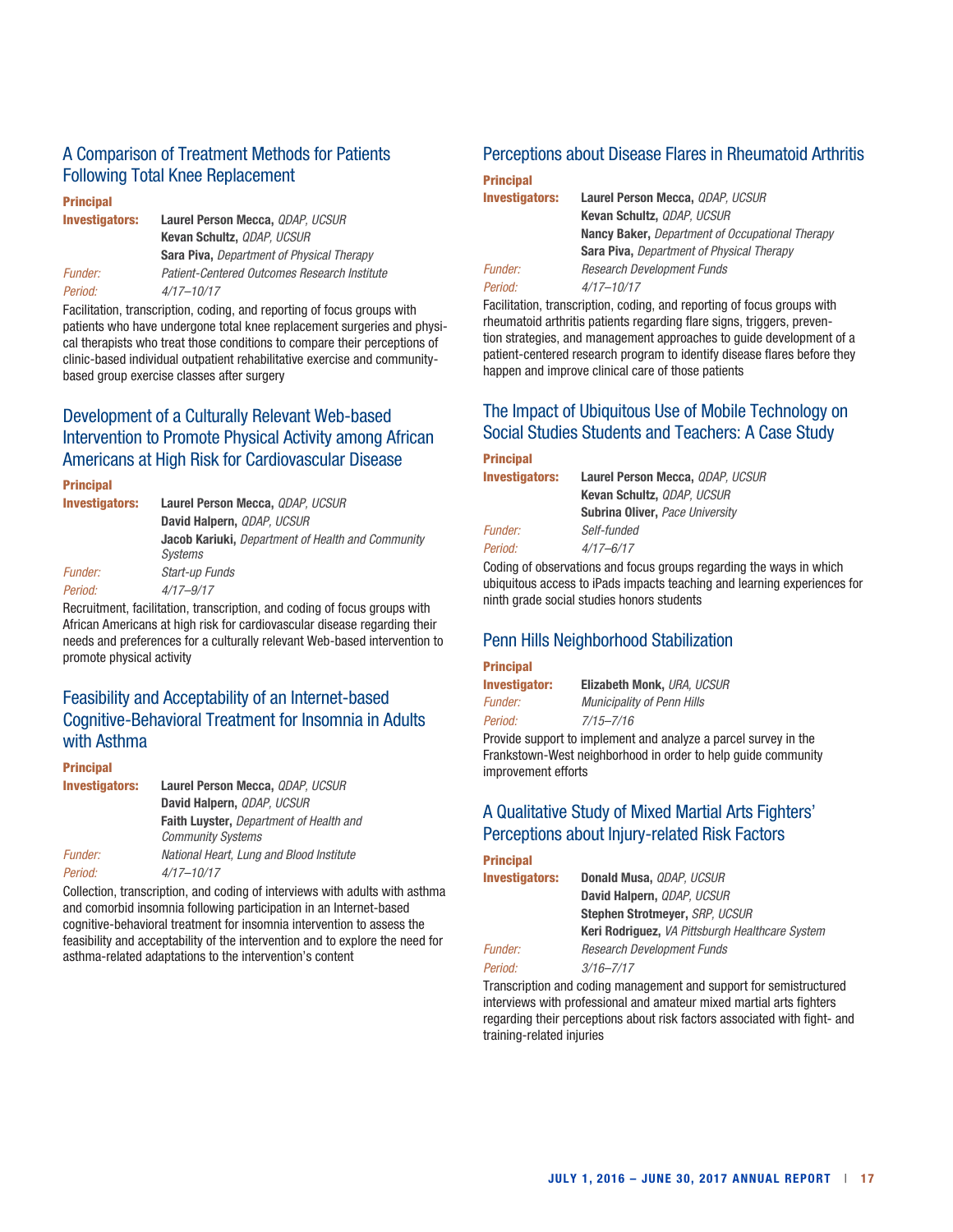## A Comparison of Treatment Methods for Patients Following Total Knee Replacement

**Principal Investigators:** **Laurel Person Mecca,** *QDAP, UCSUR*
**Kevan Schultz,** *QDAP, UCSUR*
**Sara Piva,** *Department of Physical Therapy*

*Funder:* *Patient-Centered Outcomes Research Institute*

*Period:* *4/17–10/17*

Facilitation, transcription, coding, and reporting of focus groups with patients who have undergone total knee replacement surgeries and physical therapists who treat those conditions to compare their perceptions of clinic-based individual outpatient rehabilitative exercise and community-based group exercise classes after surgery

## Development of a Culturally Relevant Web-based Intervention to Promote Physical Activity among African Americans at High Risk for Cardiovascular Disease

**Principal Investigators:** **Laurel Person Mecca,** *QDAP, UCSUR*
**David Halpern,** *QDAP, UCSUR*
**Jacob Kariuki,** *Department of Health and Community Systems*

*Funder:* *Start-up Funds*

*Period:* *4/17–9/17*

Recruitment, facilitation, transcription, and coding of focus groups with African Americans at high risk for cardiovascular disease regarding their needs and preferences for a culturally relevant Web-based intervention to promote physical activity

## Feasibility and Acceptability of an Internet-based Cognitive-Behavioral Treatment for Insomnia in Adults with Asthma

**Principal Investigators:** **Laurel Person Mecca,** *QDAP, UCSUR*
**David Halpern,** *QDAP, UCSUR*
**Faith Luyster,** *Department of Health and Community Systems*

*Funder:* *National Heart, Lung and Blood Institute*

*Period:* *4/17–10/17*

Collection, transcription, and coding of interviews with adults with asthma and comorbid insomnia following participation in an Internet-based cognitive-behavioral treatment for insomnia intervention to assess the feasibility and acceptability of the intervention and to explore the need for asthma-related adaptations to the intervention's content

## Perceptions about Disease Flares in Rheumatoid Arthritis

**Principal Investigators:** **Laurel Person Mecca,** *QDAP, UCSUR*
**Kevan Schultz,** *QDAP, UCSUR*
**Nancy Baker,** *Department of Occupational Therapy*
**Sara Piva,** *Department of Physical Therapy*

*Funder:* *Research Development Funds*

*Period:* *4/17–10/17*

Facilitation, transcription, coding, and reporting of focus groups with rheumatoid arthritis patients regarding flare signs, triggers, prevention strategies, and management approaches to guide development of a patient-centered research program to identify disease flares before they happen and improve clinical care of those patients

## The Impact of Ubiquitous Use of Mobile Technology on Social Studies Students and Teachers: A Case Study

**Principal Investigators:** **Laurel Person Mecca,** *QDAP, UCSUR*
**Kevan Schultz,** *QDAP, UCSUR*
**Subrina Oliver,** *Pace University*

*Funder:* *Self-funded*

*Period:* *4/17–6/17*

Coding of observations and focus groups regarding the ways in which ubiquitous access to iPads impacts teaching and learning experiences for ninth grade social studies honors students

## Penn Hills Neighborhood Stabilization

**Principal Investigator:** **Elizabeth Monk,** *URA, UCSUR*

*Funder:* *Municipality of Penn Hills*

*Period:* *7/15–7/16*

Provide support to implement and analyze a parcel survey in the Frankstown-West neighborhood in order to help guide community improvement efforts

## A Qualitative Study of Mixed Martial Arts Fighters' Perceptions about Injury-related Risk Factors

**Principal Investigators:** **Donald Musa,** *QDAP, UCSUR*
**David Halpern,** *QDAP, UCSUR*
**Stephen Strotmeyer,** *SRP, UCSUR*
**Keri Rodriguez,** *VA Pittsburgh Healthcare System*

*Funder:* *Research Development Funds*

*Period:* *3/16–7/17*

Transcription and coding management and support for semistructured interviews with professional and amateur mixed martial arts fighters regarding their perceptions about risk factors associated with fight- and training-related injuries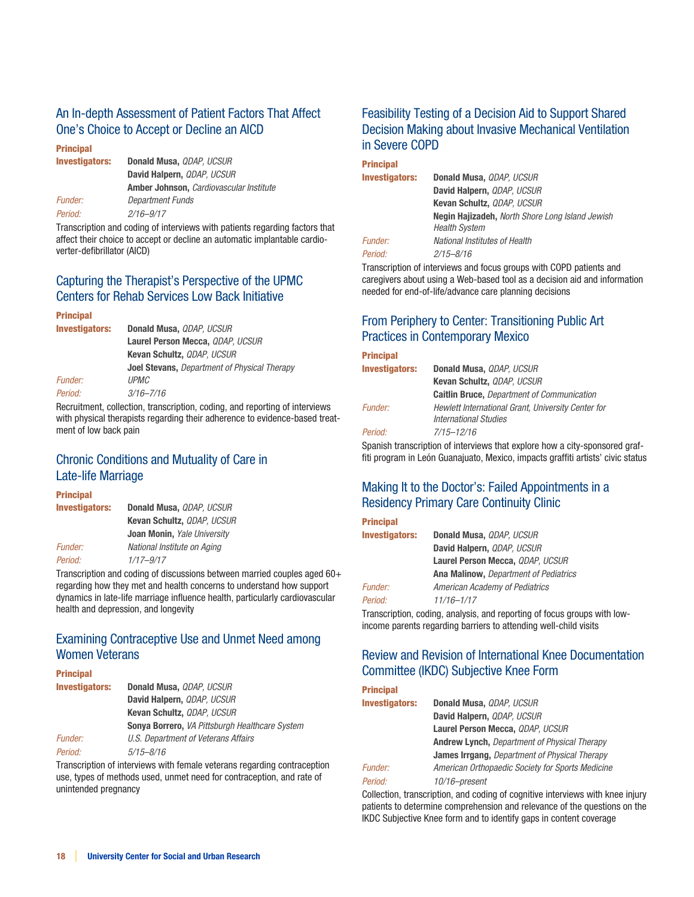## An In-depth Assessment of Patient Factors That Affect One's Choice to Accept or Decline an AICD

**Principal Investigators:** **Donald Musa,** *QDAP, UCSUR*
**David Halpern,** *QDAP, UCSUR*
**Amber Johnson,** *Cardiovascular Institute*

*Funder:* *Department Funds*

*Period:* *2/16–9/17*

Transcription and coding of interviews with patients regarding factors that affect their choice to accept or decline an automatic implantable cardioverter-defibrillator (AICD)

## Capturing the Therapist's Perspective of the UPMC Centers for Rehab Services Low Back Initiative

**Principal Investigators:** **Donald Musa,** *QDAP, UCSUR*
**Laurel Person Mecca,** *QDAP, UCSUR*
**Kevan Schultz,** *QDAP, UCSUR*
**Joel Stevans,** *Department of Physical Therapy*

*Funder:* *UPMC*

*Period:* *3/16–7/16*

Recruitment, collection, transcription, coding, and reporting of interviews with physical therapists regarding their adherence to evidence-based treatment of low back pain

## Chronic Conditions and Mutuality of Care in Late-life Marriage

**Principal Investigators:** **Donald Musa,** *QDAP, UCSUR*
**Kevan Schultz,** *QDAP, UCSUR*
**Joan Monin,** *Yale University*

*Funder:* *National Institute on Aging*

*Period:* *1/17–9/17*

Transcription and coding of discussions between married couples aged 60+ regarding how they met and health concerns to understand how support dynamics in late-life marriage influence health, particularly cardiovascular health and depression, and longevity

## Examining Contraceptive Use and Unmet Need among Women Veterans

**Principal Investigators:** **Donald Musa,** *QDAP, UCSUR*
**David Halpern,** *QDAP, UCSUR*
**Kevan Schultz,** *QDAP, UCSUR*
**Sonya Borrero,** *VA Pittsburgh Healthcare System*

*Funder:* *U.S. Department of Veterans Affairs*

*Period:* *5/15–8/16*

Transcription of interviews with female veterans regarding contraception use, types of methods used, unmet need for contraception, and rate of unintended pregnancy

## Feasibility Testing of a Decision Aid to Support Shared Decision Making about Invasive Mechanical Ventilation in Severe COPD

**Principal Investigators:** **Donald Musa,** *QDAP, UCSUR*
**David Halpern,** *QDAP, UCSUR*
**Kevan Schultz,** *QDAP, UCSUR*
**Negin Hajizadeh,** *North Shore Long Island Jewish Health System*

*Funder:* *National Institutes of Health*

*Period:* *2/15–8/16*

Transcription of interviews and focus groups with COPD patients and caregivers about using a Web-based tool as a decision aid and information needed for end-of-life/advance care planning decisions

## From Periphery to Center: Transitioning Public Art Practices in Contemporary Mexico

**Principal Investigators:** **Donald Musa,** *QDAP, UCSUR*
**Kevan Schultz,** *QDAP, UCSUR*
**Caitlin Bruce,** *Department of Communication*

*Funder:* *Hewlett International Grant, University Center for International Studies*

*Period:* *7/15–12/16*

Spanish transcription of interviews that explore how a city-sponsored graffiti program in León Guanajuato, Mexico, impacts graffiti artists' civic status

## Making It to the Doctor's: Failed Appointments in a Residency Primary Care Continuity Clinic

**Principal Investigators:** **Donald Musa,** *QDAP, UCSUR*
**David Halpern,** *QDAP, UCSUR*
**Laurel Person Mecca,** *QDAP, UCSUR*
**Ana Malinow,** *Department of Pediatrics*

*Funder:* *American Academy of Pediatrics*

*Period:* *11/16–1/17*

Transcription, coding, analysis, and reporting of focus groups with low-income parents regarding barriers to attending well-child visits

## Review and Revision of International Knee Documentation Committee (IKDC) Subjective Knee Form

**Principal Investigators:** **Donald Musa,** *QDAP, UCSUR*
**David Halpern,** *QDAP, UCSUR*
**Laurel Person Mecca,** *QDAP, UCSUR*
**Andrew Lynch,** *Department of Physical Therapy*
**James Irrgang,** *Department of Physical Therapy*

*Funder:* *American Orthopaedic Society for Sports Medicine*

*Period:* *10/16–present*

Collection, transcription, and coding of cognitive interviews with knee injury patients to determine comprehension and relevance of the questions on the IKDC Subjective Knee form and to identify gaps in content coverage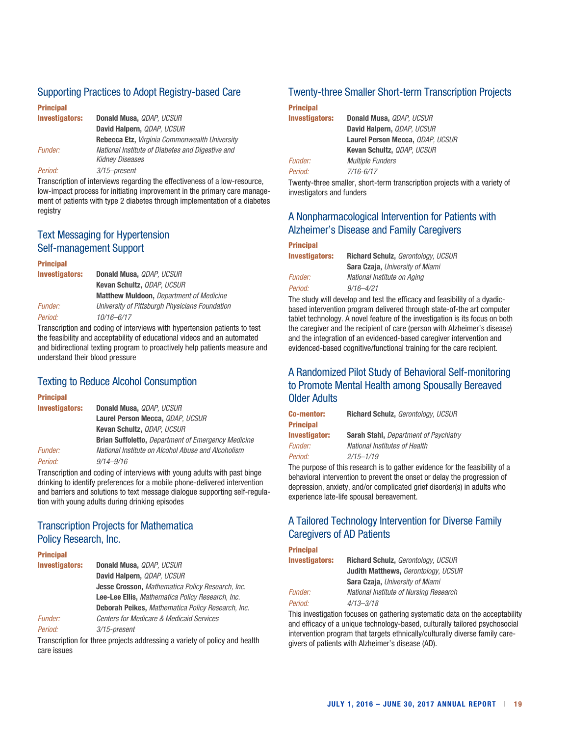## Supporting Practices to Adopt Registry-based Care

**Principal Investigators:** **Donald Musa,** *QDAP, UCSUR*
**David Halpern,** *QDAP, UCSUR*
**Rebecca Etz,** *Virginia Commonwealth University*
*Funder:* *National Institute of Diabetes and Digestive and Kidney Diseases*
*Period:* *3/15–present*

Transcription of interviews regarding the effectiveness of a low-resource, low-impact process for initiating improvement in the primary care management of patients with type 2 diabetes through implementation of a diabetes registry

## Text Messaging for Hypertension Self-management Support

**Principal Investigators:** **Donald Musa,** *QDAP, UCSUR*
**Kevan Schultz,** *QDAP, UCSUR*
**Matthew Muldoon,** *Department of Medicine*
*Funder:* *University of Pittsburgh Physicians Foundation*
*Period:* *10/16–6/17*

Transcription and coding of interviews with hypertension patients to test the feasibility and acceptability of educational videos and an automated and bidirectional texting program to proactively help patients measure and understand their blood pressure

## Texting to Reduce Alcohol Consumption

**Principal Investigators:** **Donald Musa,** *QDAP, UCSUR*
**Laurel Person Mecca,** *QDAP, UCSUR*
**Kevan Schultz,** *QDAP, UCSUR*
**Brian Suffoletto,** *Department of Emergency Medicine*
*Funder:* *National Institute on Alcohol Abuse and Alcoholism*
*Period:* *9/14–9/16*

Transcription and coding of interviews with young adults with past binge drinking to identify preferences for a mobile phone-delivered intervention and barriers and solutions to text message dialogue supporting self-regulation with young adults during drinking episodes

## Transcription Projects for Mathematica Policy Research, Inc.

**Principal Investigators:** **Donald Musa,** *QDAP, UCSUR*
**David Halpern,** *QDAP, UCSUR*
**Jesse Crosson,** *Mathematica Policy Research, Inc.*
**Lee-Lee Ellis,** *Mathematica Policy Research, Inc.*
**Deborah Peikes,** *Mathematica Policy Research, Inc.*
*Funder:* *Centers for Medicare & Medicaid Services*
*Period:* *3/15-present*

Transcription for three projects addressing a variety of policy and health care issues

## Twenty-three Smaller Short-term Transcription Projects

**Principal Investigators:** **Donald Musa,** *QDAP, UCSUR*
**David Halpern,** *QDAP, UCSUR*
**Laurel Person Mecca,** *QDAP, UCSUR*
**Kevan Schultz,** *QDAP, UCSUR*
*Funder:* *Multiple Funders*
*Period:* *7/16-6/17*

Twenty-three smaller, short-term transcription projects with a variety of investigators and funders

## A Nonpharmacological Intervention for Patients with Alzheimer's Disease and Family Caregivers

**Principal Investigators:** **Richard Schulz,** *Gerontology, UCSUR*
**Sara Czaja,** *University of Miami*
*Funder:* *National Institute on Aging*
*Period:* *9/16–4/21*

The study will develop and test the efficacy and feasibility of a dyadic-based intervention program delivered through state-of-the art computer tablet technology. A novel feature of the investigation is its focus on both the caregiver and the recipient of care (person with Alzheimer's disease) and the integration of an evidenced-based caregiver intervention and evidenced-based cognitive/functional training for the care recipient.

## A Randomized Pilot Study of Behavioral Self-monitoring to Promote Mental Health among Spousally Bereaved Older Adults

**Co-mentor:** **Richard Schulz,** *Gerontology, UCSUR*
**Principal Investigator:** **Sarah Stahl,** *Department of Psychiatry*
*Funder:* *National Institutes of Health*
*Period:* *2/15–1/19*

The purpose of this research is to gather evidence for the feasibility of a behavioral intervention to prevent the onset or delay the progression of depression, anxiety, and/or complicated grief disorder(s) in adults who experience late-life spousal bereavement.

## A Tailored Technology Intervention for Diverse Family Caregivers of AD Patients

**Principal Investigators:** **Richard Schulz,** *Gerontology, UCSUR*
**Judith Matthews,** *Gerontology, UCSUR*
**Sara Czaja,** *University of Miami*
*Funder:* *National Institute of Nursing Research*
*Period:* *4/13–3/18*

This investigation focuses on gathering systematic data on the acceptability and efficacy of a unique technology-based, culturally tailored psychosocial intervention program that targets ethnically/culturally diverse family caregivers of patients with Alzheimer's disease (AD).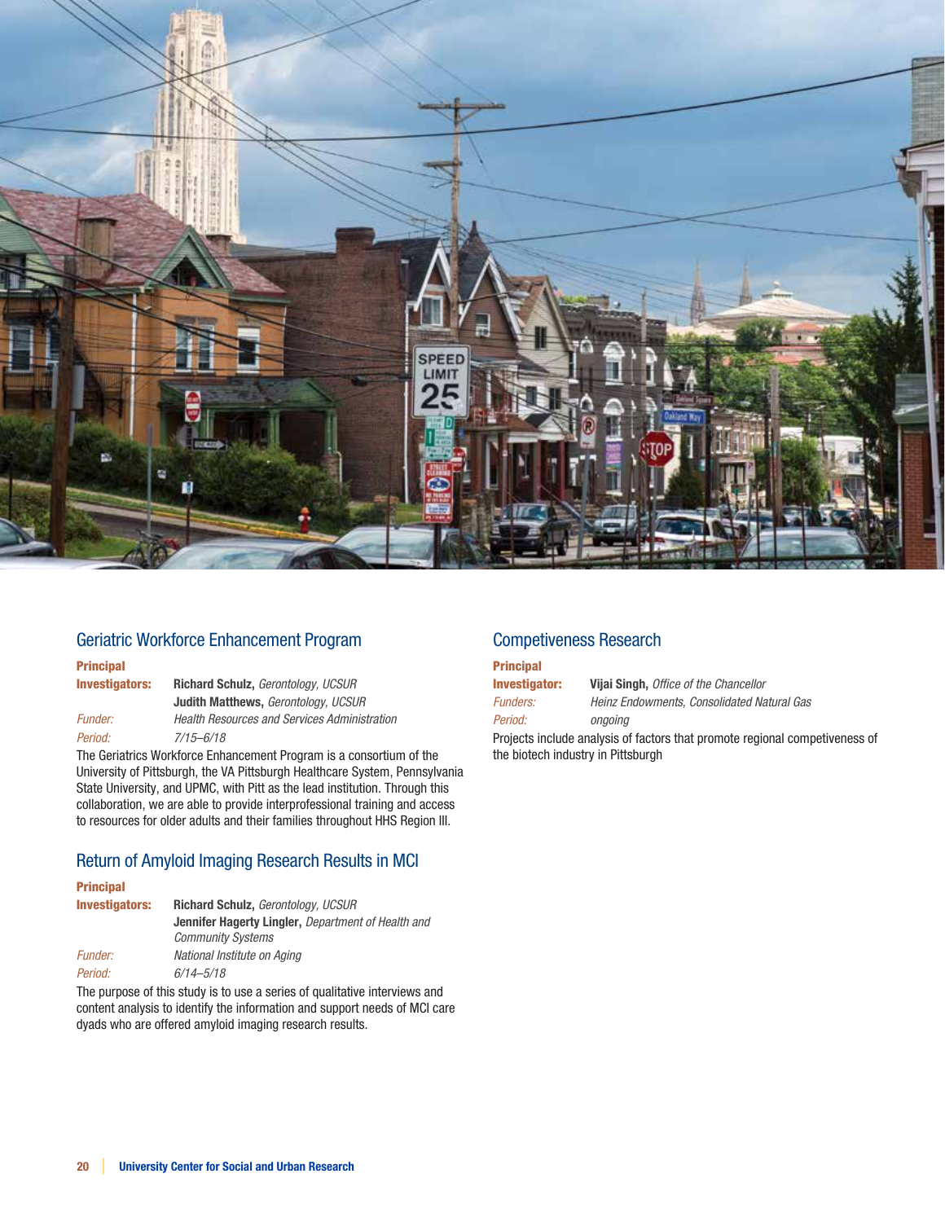## Geriatric Workforce Enhancement Program

**Principal Investigators:** **Richard Schulz,** *Gerontology, UCSUR*
**Judith Matthews,** *Gerontology, UCSUR*

*Funder:* *Health Resources and Services Administration*

*Period:* *7/15–6/18*

The Geriatrics Workforce Enhancement Program is a consortium of the University of Pittsburgh, the VA Pittsburgh Healthcare System, Pennsylvania State University, and UPMC, with Pitt as the lead institution. Through this collaboration, we are able to provide interprofessional training and access to resources for older adults and their families throughout HHS Region III.

## Return of Amyloid Imaging Research Results in MCI

**Principal Investigators:** **Richard Schulz,** *Gerontology, UCSUR*
**Jennifer Hagerty Lingler,** *Department of Health and Community Systems*

*Funder:* *National Institute on Aging*

*Period:* *6/14–5/18*

The purpose of this study is to use a series of qualitative interviews and content analysis to identify the information and support needs of MCI care dyads who are offered amyloid imaging research results.

## Competiveness Research

**Principal Investigator:** **Vijai Singh,** *Office of the Chancellor*

*Funders:* *Heinz Endowments, Consolidated Natural Gas*

*Period:* *ongoing*

Projects include analysis of factors that promote regional competiveness of the biotech industry in Pittsburgh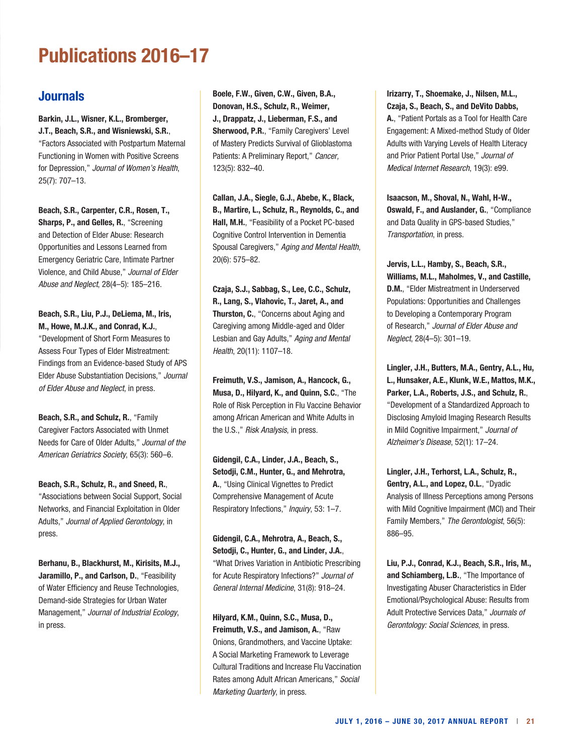# Publications 2016–17

## Journals

**Barkin, J.L., Wisner, K.L., Bromberger, J.T., Beach, S.R., and Wisniewski, S.R.**, "Factors Associated with Postpartum Maternal Functioning in Women with Positive Screens for Depression," *Journal of Women's Health*, 25(7): 707–13.

**Beach, S.R., Carpenter, C.R., Rosen, T., Sharps, P., and Gelles, R.**, "Screening and Detection of Elder Abuse: Research Opportunities and Lessons Learned from Emergency Geriatric Care, Intimate Partner Violence, and Child Abuse," *Journal of Elder Abuse and Neglect*, 28(4–5): 185–216.

**Beach, S.R., Liu, P.J., DeLiema, M., Iris, M., Howe, M.J.K., and Conrad, K.J.**, "Development of Short Form Measures to Assess Four Types of Elder Mistreatment: Findings from an Evidence-based Study of APS Elder Abuse Substantiation Decisions," *Journal of Elder Abuse and Neglect*, in press.

**Beach, S.R., and Schulz, R.**, "Family Caregiver Factors Associated with Unmet Needs for Care of Older Adults," *Journal of the American Geriatrics Society*, 65(3): 560–6.

**Beach, S.R., Schulz, R., and Sneed, R.**, "Associations between Social Support, Social Networks, and Financial Exploitation in Older Adults," *Journal of Applied Gerontology*, in press.

**Berhanu, B., Blackhurst, M., Kirisits, M.J., Jaramillo, P., and Carlson, D.**, "Feasibility of Water Efficiency and Reuse Technologies, Demand-side Strategies for Urban Water Management," *Journal of Industrial Ecology*, in press.

**Boele, F.W., Given, C.W., Given, B.A., Donovan, H.S., Schulz, R., Weimer, J., Drappatz, J., Lieberman, F.S., and Sherwood, P.R.**, "Family Caregivers' Level of Mastery Predicts Survival of Glioblastoma Patients: A Preliminary Report," *Cancer*, 123(5): 832–40.

**Callan, J.A., Siegle, G.J., Abebe, K., Black, B., Martire, L., Schulz, R., Reynolds, C., and Hall, M.H.**, "Feasibility of a Pocket PC-based Cognitive Control Intervention in Dementia Spousal Caregivers," *Aging and Mental Health*, 20(6): 575–82.

**Czaja, S.J., Sabbag, S., Lee, C.C., Schulz, R., Lang, S., Vlahovic, T., Jaret, A., and Thurston, C.**, "Concerns about Aging and Caregiving among Middle-aged and Older Lesbian and Gay Adults," *Aging and Mental Health*, 20(11): 1107–18.

**Freimuth, V.S., Jamison, A., Hancock, G., Musa, D., Hilyard, K., and Quinn, S.C.**, "The Role of Risk Perception in Flu Vaccine Behavior among African American and White Adults in the U.S.," *Risk Analysis*, in press.

**Gidengil, C.A., Linder, J.A., Beach, S., Setodji, C.M., Hunter, G., and Mehrotra, A.**, "Using Clinical Vignettes to Predict Comprehensive Management of Acute Respiratory Infections," *Inquiry*, 53: 1–7.

**Gidengil, C.A., Mehrotra, A., Beach, S., Setodji, C., Hunter, G., and Linder, J.A.**, "What Drives Variation in Antibiotic Prescribing for Acute Respiratory Infections?" *Journal of General Internal Medicine*, 31(8): 918–24.

**Hilyard, K.M., Quinn, S.C., Musa, D., Freimuth, V.S., and Jamison, A.**, "Raw Onions, Grandmothers, and Vaccine Uptake: A Social Marketing Framework to Leverage Cultural Traditions and Increase Flu Vaccination Rates among Adult African Americans," *Social Marketing Quarterly*, in press.

**Irizarry, T., Shoemake, J., Nilsen, M.L., Czaja, S., Beach, S., and DeVito Dabbs, A.**, "Patient Portals as a Tool for Health Care Engagement: A Mixed-method Study of Older Adults with Varying Levels of Health Literacy and Prior Patient Portal Use," *Journal of Medical Internet Research*, 19(3): e99.

**Isaacson, M., Shoval, N., Wahl, H-W., Oswald, F., and Auslander, G.**, "Compliance and Data Quality in GPS-based Studies," *Transportation*, in press.

**Jervis, L.L., Hamby, S., Beach, S.R., Williams, M.L., Maholmes, V., and Castille, D.M.**, "Elder Mistreatment in Underserved Populations: Opportunities and Challenges to Developing a Contemporary Program of Research," *Journal of Elder Abuse and Neglect*, 28(4–5): 301–19.

**Lingler, J.H., Butters, M.A., Gentry, A.L., Hu, L., Hunsaker, A.E., Klunk, W.E., Mattos, M.K., Parker, L.A., Roberts, J.S., and Schulz, R.**, "Development of a Standardized Approach to Disclosing Amyloid Imaging Research Results in Mild Cognitive Impairment," *Journal of Alzheimer's Disease*, 52(1): 17–24.

**Lingler, J.H., Terhorst, L.A., Schulz, R., Gentry, A.L., and Lopez, O.L.**, "Dyadic Analysis of Illness Perceptions among Persons with Mild Cognitive Impairment (MCI) and Their Family Members," *The Gerontologist*, 56(5): 886–95.

**Liu, P.J., Conrad, K.J., Beach, S.R., Iris, M., and Schiamberg, L.B.**, "The Importance of Investigating Abuser Characteristics in Elder Emotional/Psychological Abuse: Results from Adult Protective Services Data," *Journals of Gerontology: Social Sciences*, in press.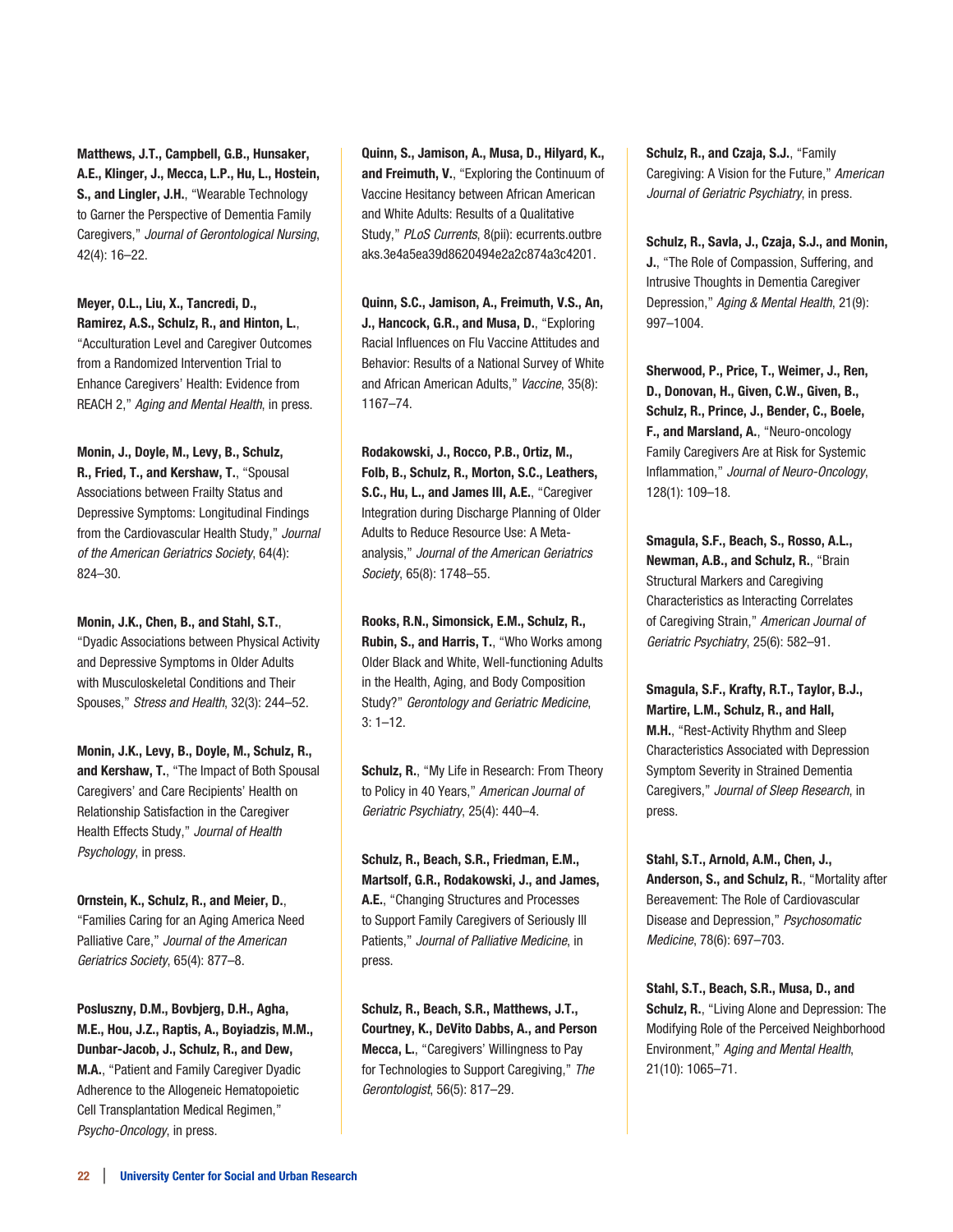**Matthews, J.T., Campbell, G.B., Hunsaker, A.E., Klinger, J., Mecca, L.P., Hu, L., Hostein, S., and Lingler, J.H.**, "Wearable Technology to Garner the Perspective of Dementia Family Caregivers," *Journal of Gerontological Nursing*, 42(4): 16–22.

**Meyer, O.L., Liu, X., Tancredi, D., Ramirez, A.S., Schulz, R., and Hinton, L.**, "Acculturation Level and Caregiver Outcomes from a Randomized Intervention Trial to Enhance Caregivers' Health: Evidence from REACH 2," *Aging and Mental Health*, in press.

**Monin, J., Doyle, M., Levy, B., Schulz, R., Fried, T., and Kershaw, T.**, "Spousal Associations between Frailty Status and Depressive Symptoms: Longitudinal Findings from the Cardiovascular Health Study," *Journal of the American Geriatrics Society*, 64(4): 824–30.

**Monin, J.K., Chen, B., and Stahl, S.T.**, "Dyadic Associations between Physical Activity and Depressive Symptoms in Older Adults with Musculoskeletal Conditions and Their Spouses," *Stress and Health*, 32(3): 244–52.

**Monin, J.K., Levy, B., Doyle, M., Schulz, R., and Kershaw, T.**, "The Impact of Both Spousal Caregivers' and Care Recipients' Health on Relationship Satisfaction in the Caregiver Health Effects Study," *Journal of Health Psychology*, in press.

**Ornstein, K., Schulz, R., and Meier, D.**, "Families Caring for an Aging America Need Palliative Care," *Journal of the American Geriatrics Society*, 65(4): 877–8.

**Posluszny, D.M., Bovbjerg, D.H., Agha, M.E., Hou, J.Z., Raptis, A., Boyiadzis, M.M., Dunbar-Jacob, J., Schulz, R., and Dew, M.A.**, "Patient and Family Caregiver Dyadic Adherence to the Allogeneic Hematopoietic Cell Transplantation Medical Regimen," *Psycho-Oncology*, in press.

**Quinn, S., Jamison, A., Musa, D., Hilyard, K., and Freimuth, V.**, "Exploring the Continuum of Vaccine Hesitancy between African American and White Adults: Results of a Qualitative Study," *PLoS Currents*, 8(pii): ecurrents.outbreaks.3e4a5ea39d8620494e2a2c874a3c4201.

**Quinn, S.C., Jamison, A., Freimuth, V.S., An, J., Hancock, G.R., and Musa, D.**, "Exploring Racial Influences on Flu Vaccine Attitudes and Behavior: Results of a National Survey of White and African American Adults," *Vaccine*, 35(8): 1167–74.

**Rodakowski, J., Rocco, P.B., Ortiz, M., Folb, B., Schulz, R., Morton, S.C., Leathers, S.C., Hu, L., and James III, A.E.**, "Caregiver Integration during Discharge Planning of Older Adults to Reduce Resource Use: A Meta-analysis," *Journal of the American Geriatrics Society*, 65(8): 1748–55.

**Rooks, R.N., Simonsick, E.M., Schulz, R., Rubin, S., and Harris, T.**, "Who Works among Older Black and White, Well-functioning Adults in the Health, Aging, and Body Composition Study?" *Gerontology and Geriatric Medicine*, 3: 1–12.

**Schulz, R.**, "My Life in Research: From Theory to Policy in 40 Years," *American Journal of Geriatric Psychiatry*, 25(4): 440–4.

**Schulz, R., Beach, S.R., Friedman, E.M., Martsolf, G.R., Rodakowski, J., and James, A.E.**, "Changing Structures and Processes to Support Family Caregivers of Seriously Ill Patients," *Journal of Palliative Medicine*, in press.

**Schulz, R., Beach, S.R., Matthews, J.T., Courtney, K., DeVito Dabbs, A., and Person Mecca, L.**, "Caregivers' Willingness to Pay for Technologies to Support Caregiving," *The Gerontologist*, 56(5): 817–29.

**Schulz, R., and Czaja, S.J.**, "Family Caregiving: A Vision for the Future," *American Journal of Geriatric Psychiatry*, in press.

**Schulz, R., Savla, J., Czaja, S.J., and Monin, J.**, "The Role of Compassion, Suffering, and Intrusive Thoughts in Dementia Caregiver Depression," *Aging & Mental Health*, 21(9): 997–1004.

**Sherwood, P., Price, T., Weimer, J., Ren, D., Donovan, H., Given, C.W., Given, B., Schulz, R., Prince, J., Bender, C., Boele, F., and Marsland, A.**, "Neuro-oncology Family Caregivers Are at Risk for Systemic Inflammation," *Journal of Neuro-Oncology*, 128(1): 109–18.

**Smagula, S.F., Beach, S., Rosso, A.L., Newman, A.B., and Schulz, R.**, "Brain Structural Markers and Caregiving Characteristics as Interacting Correlates of Caregiving Strain," *American Journal of Geriatric Psychiatry*, 25(6): 582–91.

**Smagula, S.F., Krafty, R.T., Taylor, B.J., Martire, L.M., Schulz, R., and Hall, M.H.**, "Rest-Activity Rhythm and Sleep Characteristics Associated with Depression Symptom Severity in Strained Dementia Caregivers," *Journal of Sleep Research*, in press.

**Stahl, S.T., Arnold, A.M., Chen, J., Anderson, S., and Schulz, R.**, "Mortality after Bereavement: The Role of Cardiovascular Disease and Depression," *Psychosomatic Medicine*, 78(6): 697–703.

**Stahl, S.T., Beach, S.R., Musa, D., and Schulz, R.**, "Living Alone and Depression: The Modifying Role of the Perceived Neighborhood Environment," *Aging and Mental Health*, 21(10): 1065–71.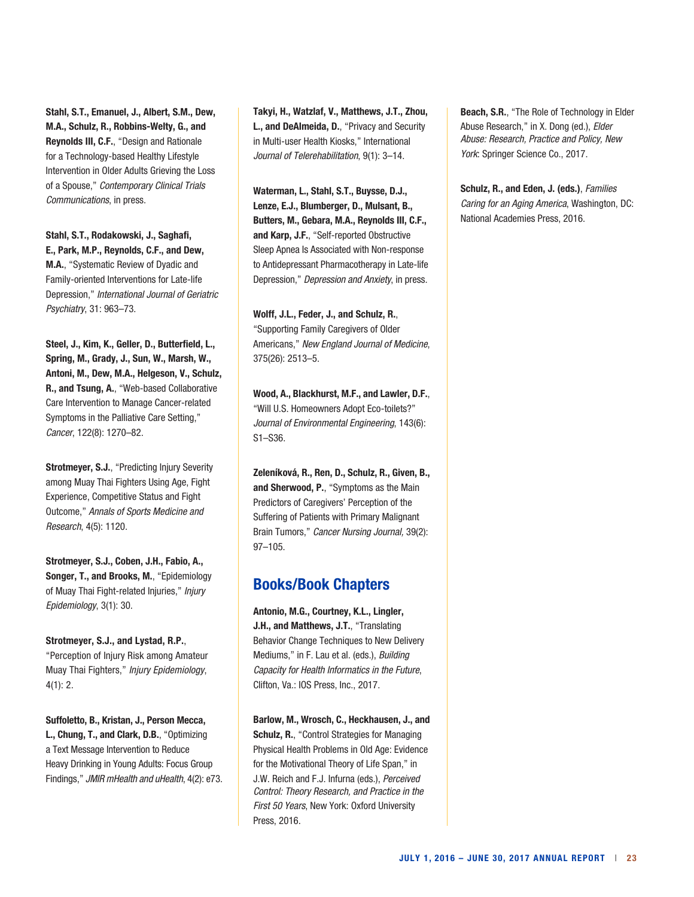**Stahl, S.T., Emanuel, J., Albert, S.M., Dew, M.A., Schulz, R., Robbins-Welty, G., and Reynolds III, C.F.**, "Design and Rationale for a Technology-based Healthy Lifestyle Intervention in Older Adults Grieving the Loss of a Spouse," *Contemporary Clinical Trials Communications*, in press.

**Stahl, S.T., Rodakowski, J., Saghafi, E., Park, M.P., Reynolds, C.F., and Dew, M.A.**, "Systematic Review of Dyadic and Family-oriented Interventions for Late-life Depression," *International Journal of Geriatric Psychiatry*, 31: 963–73.

**Steel, J., Kim, K., Geller, D., Butterfield, L., Spring, M., Grady, J., Sun, W., Marsh, W., Antoni, M., Dew, M.A., Helgeson, V., Schulz, R., and Tsung, A.**, "Web-based Collaborative Care Intervention to Manage Cancer-related Symptoms in the Palliative Care Setting," *Cancer*, 122(8): 1270–82.

**Strotmeyer, S.J.**, "Predicting Injury Severity among Muay Thai Fighters Using Age, Fight Experience, Competitive Status and Fight Outcome," *Annals of Sports Medicine and Research*, 4(5): 1120.

**Strotmeyer, S.J., Coben, J.H., Fabio, A., Songer, T., and Brooks, M.**, "Epidemiology of Muay Thai Fight-related Injuries," *Injury Epidemiology*, 3(1): 30.

**Strotmeyer, S.J., and Lystad, R.P.**, "Perception of Injury Risk among Amateur Muay Thai Fighters," *Injury Epidemiology*, 4(1): 2.

**Suffoletto, B., Kristan, J., Person Mecca, L., Chung, T., and Clark, D.B.**, "Optimizing a Text Message Intervention to Reduce Heavy Drinking in Young Adults: Focus Group Findings," *JMIR mHealth and uHealth*, 4(2): e73.

**Takyi, H., Watzlaf, V., Matthews, J.T., Zhou, L., and DeAlmeida, D.**, "Privacy and Security in Multi-user Health Kiosks," International *Journal of Telerehabilitation*, 9(1): 3–14.

**Waterman, L., Stahl, S.T., Buysse, D.J., Lenze, E.J., Blumberger, D., Mulsant, B., Butters, M., Gebara, M.A., Reynolds III, C.F., and Karp, J.F.**, "Self-reported Obstructive Sleep Apnea Is Associated with Non-response to Antidepressant Pharmacotherapy in Late-life Depression," *Depression and Anxiety*, in press.

**Wolff, J.L., Feder, J., and Schulz, R.**, "Supporting Family Caregivers of Older Americans," *New England Journal of Medicine*, 375(26): 2513–5.

**Wood, A., Blackhurst, M.F., and Lawler, D.F.**, "Will U.S. Homeowners Adopt Eco-toilets?" *Journal of Environmental Engineering*, 143(6): S1–S36.

**Zeleníková, R., Ren, D., Schulz, R., Given, B., and Sherwood, P.**, "Symptoms as the Main Predictors of Caregivers' Perception of the Suffering of Patients with Primary Malignant Brain Tumors," *Cancer Nursing Journal,* 39(2): 97–105.

## Books/Book Chapters

**Antonio, M.G., Courtney, K.L., Lingler, J.H., and Matthews, J.T.**, "Translating Behavior Change Techniques to New Delivery Mediums," in F. Lau et al. (eds.), *Building Capacity for Health Informatics in the Future*, Clifton, Va.: IOS Press, Inc., 2017.

**Barlow, M., Wrosch, C., Heckhausen, J., and Schulz, R.**, "Control Strategies for Managing Physical Health Problems in Old Age: Evidence for the Motivational Theory of Life Span," in J.W. Reich and F.J. Infurna (eds.), *Perceived Control: Theory Research, and Practice in the First 50 Years*, New York: Oxford University Press, 2016.

**Beach, S.R.**, "The Role of Technology in Elder Abuse Research," in X. Dong (ed.), *Elder Abuse: Research, Practice and Policy, New York*: Springer Science Co., 2017.

**Schulz, R., and Eden, J. (eds.)**, *Families Caring for an Aging America*, Washington, DC: National Academies Press, 2016.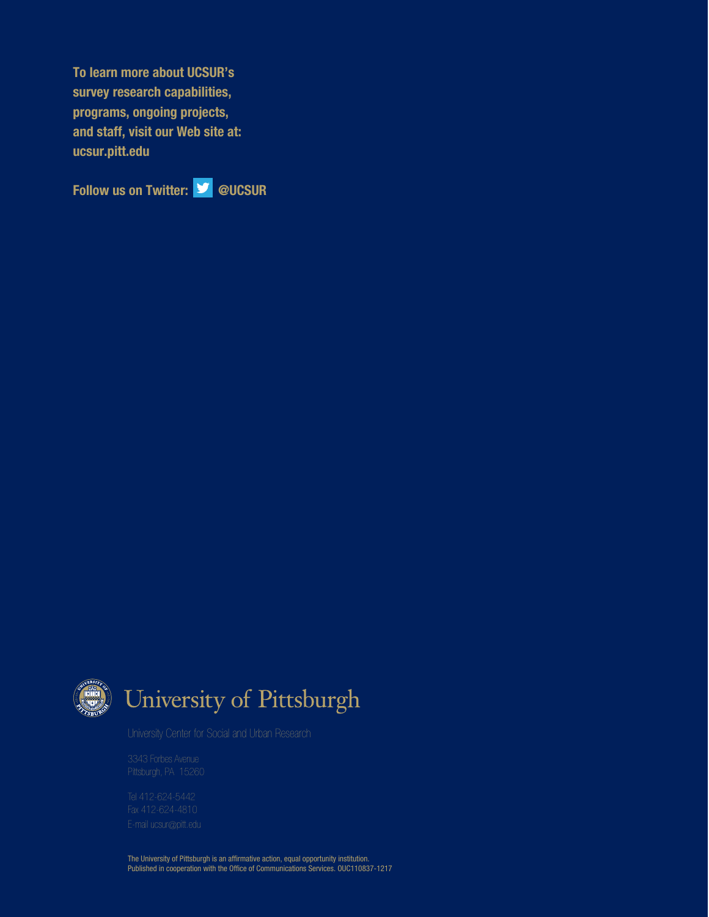**To learn more about UCSUR's survey research capabilities, programs, ongoing projects, and staff, visit our Web site at: ucsur.pitt.edu**

**Follow us on Twitter: @UCSUR**

University of Pittsburgh

University Center for Social and Urban Research

3343 Forbes Avenue
Pittsburgh, PA 15260

Tel 412-624-5442
Fax 412-624-4810
E-mail ucsur@pitt.edu

The University of Pittsburgh is an affirmative action, equal opportunity institution.
Published in cooperation with the Office of Communications Services. OUC110837-1217